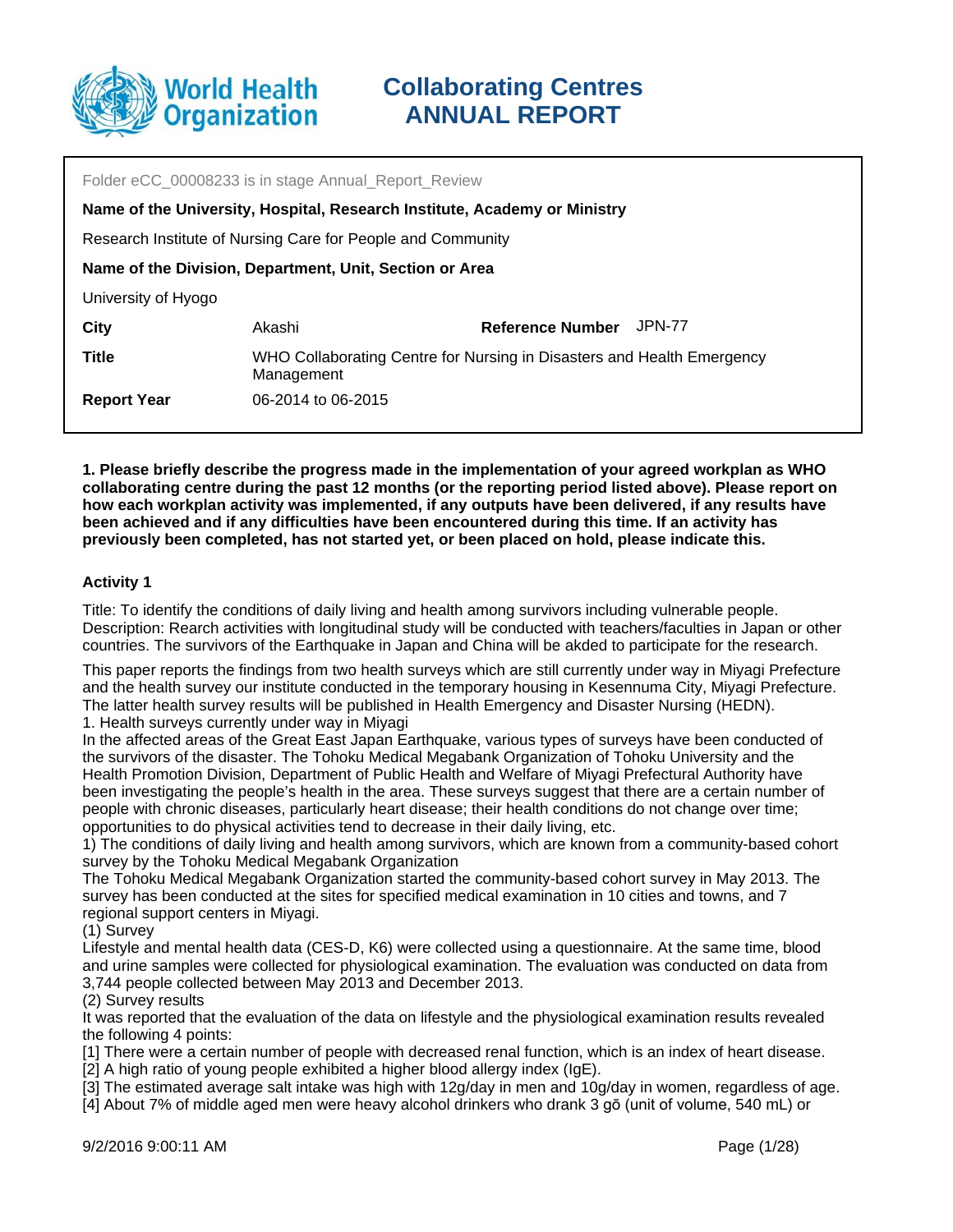# World Health Organization

# Collaborating Centres ANNUAL REPORT

Folder eCC_00008233 is in stage Annual_Report_Review

**Name of the University, Hospital, Research Institute, Academy or Ministry**

Research Institute of Nursing Care for People and Community

**Name of the Division, Department, Unit, Section or Area**

University of Hyogo

| | | | |
|---|---|---|---|
| **City** | Akashi | **Reference Number** | JPN-77 |
| **Title** | WHO Collaborating Centre for Nursing in Disasters and Health Emergency Management | | |
| **Report Year** | 06-2014 to 06-2015 | | |

**1. Please briefly describe the progress made in the implementation of your agreed workplan as WHO collaborating centre during the past 12 months (or the reporting period listed above). Please report on how each workplan activity was implemented, if any outputs have been delivered, if any results have been achieved and if any difficulties have been encountered during this time. If an activity has previously been completed, has not started yet, or been placed on hold, please indicate this.**

### Activity 1

Title: To identify the conditions of daily living and health among survivors including vulnerable people.
Description: Rearch activities with longitudinal study will be conducted with teachers/faculties in Japan or other countries. The survivors of the Earthquake in Japan and China will be akded to participate for the research.

This paper reports the findings from two health surveys which are still currently under way in Miyagi Prefecture and the health survey our institute conducted in the temporary housing in Kesennuma City, Miyagi Prefecture. The latter health survey results will be published in Health Emergency and Disaster Nursing (HEDN).
1. Health surveys currently under way in Miyagi
In the affected areas of the Great East Japan Earthquake, various types of surveys have been conducted of the survivors of the disaster. The Tohoku Medical Megabank Organization of Tohoku University and the Health Promotion Division, Department of Public Health and Welfare of Miyagi Prefectural Authority have been investigating the people's health in the area. These surveys suggest that there are a certain number of people with chronic diseases, particularly heart disease; their health conditions do not change over time; opportunities to do physical activities tend to decrease in their daily living, etc.
1) The conditions of daily living and health among survivors, which are known from a community-based cohort survey by the Tohoku Medical Megabank Organization
The Tohoku Medical Megabank Organization started the community-based cohort survey in May 2013. The survey has been conducted at the sites for specified medical examination in 10 cities and towns, and 7 regional support centers in Miyagi.
(1) Survey
Lifestyle and mental health data (CES-D, K6) were collected using a questionnaire. At the same time, blood and urine samples were collected for physiological examination. The evaluation was conducted on data from 3,744 people collected between May 2013 and December 2013.
(2) Survey results
It was reported that the evaluation of the data on lifestyle and the physiological examination results revealed the following 4 points:
[1] There were a certain number of people with decreased renal function, which is an index of heart disease.
[2] A high ratio of young people exhibited a higher blood allergy index (IgE).
[3] The estimated average salt intake was high with 12g/day in men and 10g/day in women, regardless of age.
[4] About 7% of middle aged men were heavy alcohol drinkers who drank 3 gō (unit of volume, 540 mL) or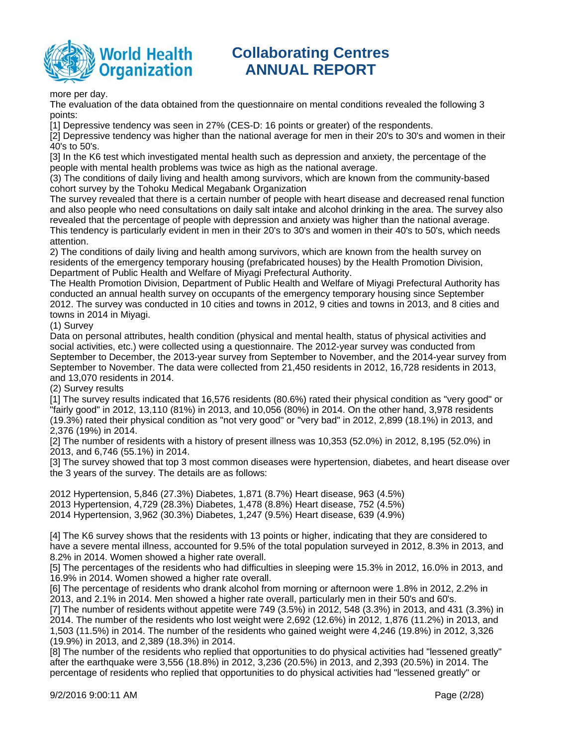more per day.

The evaluation of the data obtained from the questionnaire on mental conditions revealed the following 3 points:

[1] Depressive tendency was seen in 27% (CES-D: 16 points or greater) of the respondents.

[2] Depressive tendency was higher than the national average for men in their 20's to 30's and women in their 40's to 50's.

[3] In the K6 test which investigated mental health such as depression and anxiety, the percentage of the people with mental health problems was twice as high as the national average.

(3) The conditions of daily living and health among survivors, which are known from the community-based cohort survey by the Tohoku Medical Megabank Organization

The survey revealed that there is a certain number of people with heart disease and decreased renal function and also people who need consultations on daily salt intake and alcohol drinking in the area. The survey also revealed that the percentage of people with depression and anxiety was higher than the national average. This tendency is particularly evident in men in their 20's to 30's and women in their 40's to 50's, which needs attention.

2) The conditions of daily living and health among survivors, which are known from the health survey on residents of the emergency temporary housing (prefabricated houses) by the Health Promotion Division, Department of Public Health and Welfare of Miyagi Prefectural Authority.

The Health Promotion Division, Department of Public Health and Welfare of Miyagi Prefectural Authority has conducted an annual health survey on occupants of the emergency temporary housing since September 2012. The survey was conducted in 10 cities and towns in 2012, 9 cities and towns in 2013, and 8 cities and towns in 2014 in Miyagi.

(1) Survey

Data on personal attributes, health condition (physical and mental health, status of physical activities and social activities, etc.) were collected using a questionnaire. The 2012-year survey was conducted from September to December, the 2013-year survey from September to November, and the 2014-year survey from September to November. The data were collected from 21,450 residents in 2012, 16,728 residents in 2013, and 13,070 residents in 2014.

(2) Survey results

[1] The survey results indicated that 16,576 residents (80.6%) rated their physical condition as "very good" or "fairly good" in 2012, 13,110 (81%) in 2013, and 10,056 (80%) in 2014. On the other hand, 3,978 residents (19.3%) rated their physical condition as "not very good" or "very bad" in 2012, 2,899 (18.1%) in 2013, and 2,376 (19%) in 2014.

[2] The number of residents with a history of present illness was 10,353 (52.0%) in 2012, 8,195 (52.0%) in 2013, and 6,746 (55.1%) in 2014.

[3] The survey showed that top 3 most common diseases were hypertension, diabetes, and heart disease over the 3 years of the survey. The details are as follows:

2012 Hypertension, 5,846 (27.3%) Diabetes, 1,871 (8.7%) Heart disease, 963 (4.5%)
2013 Hypertension, 4,729 (28.3%) Diabetes, 1,478 (8.8%) Heart disease, 752 (4.5%)
2014 Hypertension, 3,962 (30.3%) Diabetes, 1,247 (9.5%) Heart disease, 639 (4.9%)

[4] The K6 survey shows that the residents with 13 points or higher, indicating that they are considered to have a severe mental illness, accounted for 9.5% of the total population surveyed in 2012, 8.3% in 2013, and 8.2% in 2014. Women showed a higher rate overall.

[5] The percentages of the residents who had difficulties in sleeping were 15.3% in 2012, 16.0% in 2013, and 16.9% in 2014. Women showed a higher rate overall.

[6] The percentage of residents who drank alcohol from morning or afternoon were 1.8% in 2012, 2.2% in 2013, and 2.1% in 2014. Men showed a higher rate overall, particularly men in their 50's and 60's.

[7] The number of residents without appetite were 749 (3.5%) in 2012, 548 (3.3%) in 2013, and 431 (3.3%) in 2014. The number of the residents who lost weight were 2,692 (12.6%) in 2012, 1,876 (11.2%) in 2013, and 1,503 (11.5%) in 2014. The number of the residents who gained weight were 4,246 (19.8%) in 2012, 3,326 (19.9%) in 2013, and 2,389 (18.3%) in 2014.

[8] The number of the residents who replied that opportunities to do physical activities had "lessened greatly" after the earthquake were 3,556 (18.8%) in 2012, 3,236 (20.5%) in 2013, and 2,393 (20.5%) in 2014. The percentage of residents who replied that opportunities to do physical activities had "lessened greatly" or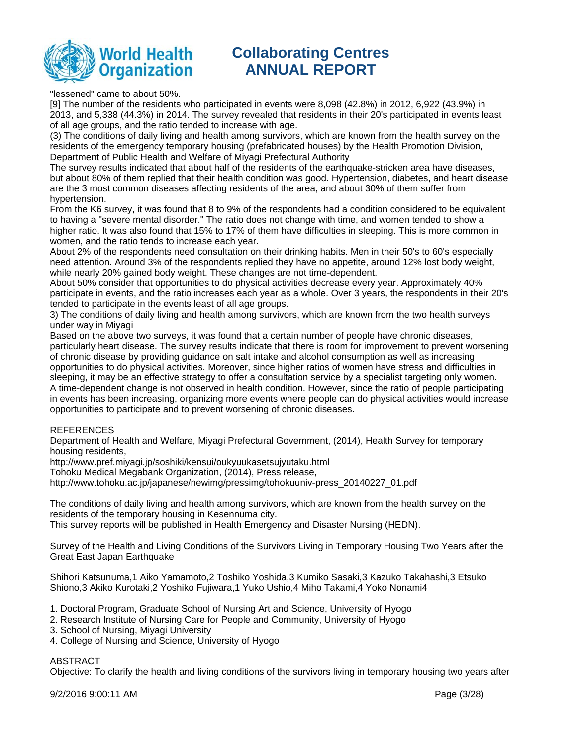"lessened" came to about 50%.

[9] The number of the residents who participated in events were 8,098 (42.8%) in 2012, 6,922 (43.9%) in 2013, and 5,338 (44.3%) in 2014. The survey revealed that residents in their 20's participated in events least of all age groups, and the ratio tended to increase with age.

(3) The conditions of daily living and health among survivors, which are known from the health survey on the residents of the emergency temporary housing (prefabricated houses) by the Health Promotion Division, Department of Public Health and Welfare of Miyagi Prefectural Authority

The survey results indicated that about half of the residents of the earthquake-stricken area have diseases, but about 80% of them replied that their health condition was good. Hypertension, diabetes, and heart disease are the 3 most common diseases affecting residents of the area, and about 30% of them suffer from hypertension.

From the K6 survey, it was found that 8 to 9% of the respondents had a condition considered to be equivalent to having a "severe mental disorder." The ratio does not change with time, and women tended to show a higher ratio. It was also found that 15% to 17% of them have difficulties in sleeping. This is more common in women, and the ratio tends to increase each year.

About 2% of the respondents need consultation on their drinking habits. Men in their 50's to 60's especially need attention. Around 3% of the respondents replied they have no appetite, around 12% lost body weight, while nearly 20% gained body weight. These changes are not time-dependent.

About 50% consider that opportunities to do physical activities decrease every year. Approximately 40% participate in events, and the ratio increases each year as a whole. Over 3 years, the respondents in their 20's tended to participate in the events least of all age groups.

3) The conditions of daily living and health among survivors, which are known from the two health surveys under way in Miyagi

Based on the above two surveys, it was found that a certain number of people have chronic diseases, particularly heart disease. The survey results indicate that there is room for improvement to prevent worsening of chronic disease by providing guidance on salt intake and alcohol consumption as well as increasing opportunities to do physical activities. Moreover, since higher ratios of women have stress and difficulties in sleeping, it may be an effective strategy to offer a consultation service by a specialist targeting only women. A time-dependent change is not observed in health condition. However, since the ratio of people participating in events has been increasing, organizing more events where people can do physical activities would increase opportunities to participate and to prevent worsening of chronic diseases.

REFERENCES

Department of Health and Welfare, Miyagi Prefectural Government, (2014), Health Survey for temporary housing residents,
http://www.pref.miyagi.jp/soshiki/kensui/oukyuukasetsujyutaku.html
Tohoku Medical Megabank Organization, (2014), Press release,
http://www.tohoku.ac.jp/japanese/newimg/pressimg/tohokuuniv-press_20140227_01.pdf

The conditions of daily living and health among survivors, which are known from the health survey on the residents of the temporary housing in Kesennuma city.
This survey reports will be published in Health Emergency and Disaster Nursing (HEDN).

Survey of the Health and Living Conditions of the Survivors Living in Temporary Housing Two Years after the Great East Japan Earthquake

Shihori Katsunuma,1 Aiko Yamamoto,2 Toshiko Yoshida,3 Kumiko Sasaki,3 Kazuko Takahashi,3 Etsuko Shiono,3 Akiko Kurotaki,2 Yoshiko Fujiwara,1 Yuko Ushio,4 Miho Takami,4 Yoko Nonami4

1. Doctoral Program, Graduate School of Nursing Art and Science, University of Hyogo
2. Research Institute of Nursing Care for People and Community, University of Hyogo
3. School of Nursing, Miyagi University
4. College of Nursing and Science, University of Hyogo

ABSTRACT

Objective: To clarify the health and living conditions of the survivors living in temporary housing two years after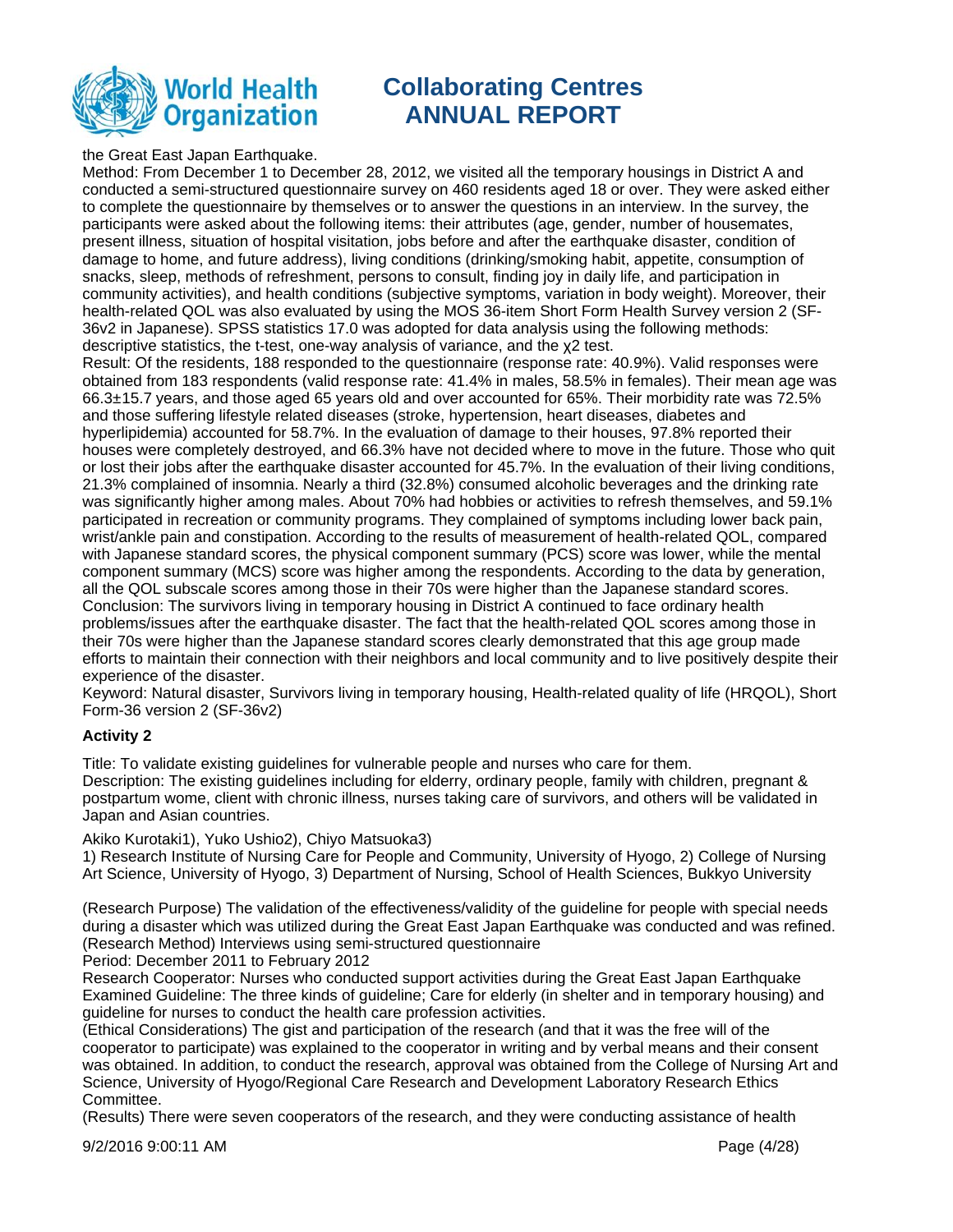the Great East Japan Earthquake.

Method: From December 1 to December 28, 2012, we visited all the temporary housings in District A and conducted a semi-structured questionnaire survey on 460 residents aged 18 or over. They were asked either to complete the questionnaire by themselves or to answer the questions in an interview. In the survey, the participants were asked about the following items: their attributes (age, gender, number of housemates, present illness, situation of hospital visitation, jobs before and after the earthquake disaster, condition of damage to home, and future address), living conditions (drinking/smoking habit, appetite, consumption of snacks, sleep, methods of refreshment, persons to consult, finding joy in daily life, and participation in community activities), and health conditions (subjective symptoms, variation in body weight). Moreover, their health-related QOL was also evaluated by using the MOS 36-item Short Form Health Survey version 2 (SF-36v2 in Japanese). SPSS statistics 17.0 was adopted for data analysis using the following methods: descriptive statistics, the t-test, one-way analysis of variance, and the $\chi 2$ test.

Result: Of the residents, 188 responded to the questionnaire (response rate: 40.9%). Valid responses were obtained from 183 respondents (valid response rate: 41.4% in males, 58.5% in females). Their mean age was 66.3±15.7 years, and those aged 65 years old and over accounted for 65%. Their morbidity rate was 72.5% and those suffering lifestyle related diseases (stroke, hypertension, heart diseases, diabetes and hyperlipidemia) accounted for 58.7%. In the evaluation of damage to their houses, 97.8% reported their houses were completely destroyed, and 66.3% have not decided where to move in the future. Those who quit or lost their jobs after the earthquake disaster accounted for 45.7%. In the evaluation of their living conditions, 21.3% complained of insomnia. Nearly a third (32.8%) consumed alcoholic beverages and the drinking rate was significantly higher among males. About 70% had hobbies or activities to refresh themselves, and 59.1% participated in recreation or community programs. They complained of symptoms including lower back pain, wrist/ankle pain and constipation. According to the results of measurement of health-related QOL, compared with Japanese standard scores, the physical component summary (PCS) score was lower, while the mental component summary (MCS) score was higher among the respondents. According to the data by generation, all the QOL subscale scores among those in their 70s were higher than the Japanese standard scores.

Conclusion: The survivors living in temporary housing in District A continued to face ordinary health problems/issues after the earthquake disaster. The fact that the health-related QOL scores among those in their 70s were higher than the Japanese standard scores clearly demonstrated that this age group made efforts to maintain their connection with their neighbors and local community and to live positively despite their experience of the disaster.

Keyword: Natural disaster, Survivors living in temporary housing, Health-related quality of life (HRQOL), Short Form-36 version 2 (SF-36v2)

**Activity 2**

Title: To validate existing guidelines for vulnerable people and nurses who care for them.

Description: The existing guidelines including for elderry, ordinary people, family with children, pregnant & postpartum wome, client with chronic illness, nurses taking care of survivors, and others will be validated in Japan and Asian countries.

Akiko Kurotaki1), Yuko Ushio2), Chiyo Matsuoka3)

1) Research Institute of Nursing Care for People and Community, University of Hyogo, 2) College of Nursing Art Science, University of Hyogo, 3) Department of Nursing, School of Health Sciences, Bukkyo University

(Research Purpose) The validation of the effectiveness/validity of the guideline for people with special needs during a disaster which was utilized during the Great East Japan Earthquake was conducted and was refined.

(Research Method) Interviews using semi-structured questionnaire

Period: December 2011 to February 2012

Research Cooperator: Nurses who conducted support activities during the Great East Japan Earthquake

Examined Guideline: The three kinds of guideline; Care for elderly (in shelter and in temporary housing) and guideline for nurses to conduct the health care profession activities.

(Ethical Considerations) The gist and participation of the research (and that it was the free will of the cooperator to participate) was explained to the cooperator in writing and by verbal means and their consent was obtained. In addition, to conduct the research, approval was obtained from the College of Nursing Art and Science, University of Hyogo/Regional Care Research and Development Laboratory Research Ethics Committee.

(Results) There were seven cooperators of the research, and they were conducting assistance of health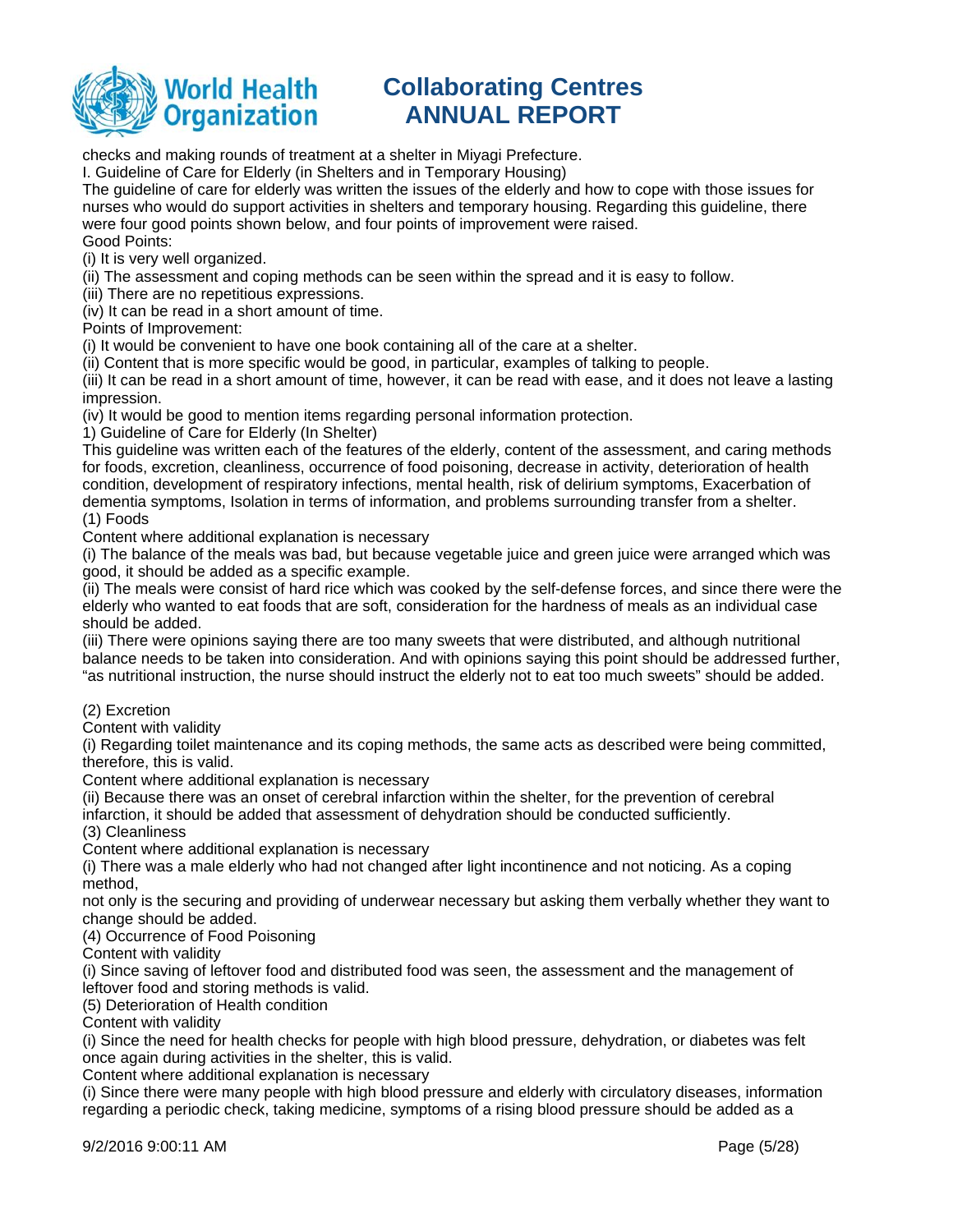checks and making rounds of treatment at a shelter in Miyagi Prefecture.

I. Guideline of Care for Elderly (in Shelters and in Temporary Housing)

The guideline of care for elderly was written the issues of the elderly and how to cope with those issues for nurses who would do support activities in shelters and temporary housing. Regarding this guideline, there were four good points shown below, and four points of improvement were raised.

Good Points:

(i) It is very well organized.

(ii) The assessment and coping methods can be seen within the spread and it is easy to follow.

(iii) There are no repetitious expressions.

(iv) It can be read in a short amount of time.

Points of Improvement:

(i) It would be convenient to have one book containing all of the care at a shelter.

(ii) Content that is more specific would be good, in particular, examples of talking to people.

(iii) It can be read in a short amount of time, however, it can be read with ease, and it does not leave a lasting impression.

(iv) It would be good to mention items regarding personal information protection.

1) Guideline of Care for Elderly (In Shelter)

This guideline was written each of the features of the elderly, content of the assessment, and caring methods for foods, excretion, cleanliness, occurrence of food poisoning, decrease in activity, deterioration of health condition, development of respiratory infections, mental health, risk of delirium symptoms, Exacerbation of dementia symptoms, Isolation in terms of information, and problems surrounding transfer from a shelter.

(1) Foods

Content where additional explanation is necessary

(i) The balance of the meals was bad, but because vegetable juice and green juice were arranged which was good, it should be added as a specific example.

(ii) The meals were consist of hard rice which was cooked by the self-defense forces, and since there were the elderly who wanted to eat foods that are soft, consideration for the hardness of meals as an individual case should be added.

(iii) There were opinions saying there are too many sweets that were distributed, and although nutritional balance needs to be taken into consideration. And with opinions saying this point should be addressed further, "as nutritional instruction, the nurse should instruct the elderly not to eat too much sweets" should be added.

(2) Excretion

Content with validity

(i) Regarding toilet maintenance and its coping methods, the same acts as described were being committed, therefore, this is valid.

Content where additional explanation is necessary

(ii) Because there was an onset of cerebral infarction within the shelter, for the prevention of cerebral infarction, it should be added that assessment of dehydration should be conducted sufficiently.

(3) Cleanliness

Content where additional explanation is necessary

(i) There was a male elderly who had not changed after light incontinence and not noticing. As a coping method,

not only is the securing and providing of underwear necessary but asking them verbally whether they want to change should be added.

(4) Occurrence of Food Poisoning

Content with validity

(i) Since saving of leftover food and distributed food was seen, the assessment and the management of leftover food and storing methods is valid.

(5) Deterioration of Health condition

Content with validity

(i) Since the need for health checks for people with high blood pressure, dehydration, or diabetes was felt once again during activities in the shelter, this is valid.

Content where additional explanation is necessary

(i) Since there were many people with high blood pressure and elderly with circulatory diseases, information regarding a periodic check, taking medicine, symptoms of a rising blood pressure should be added as a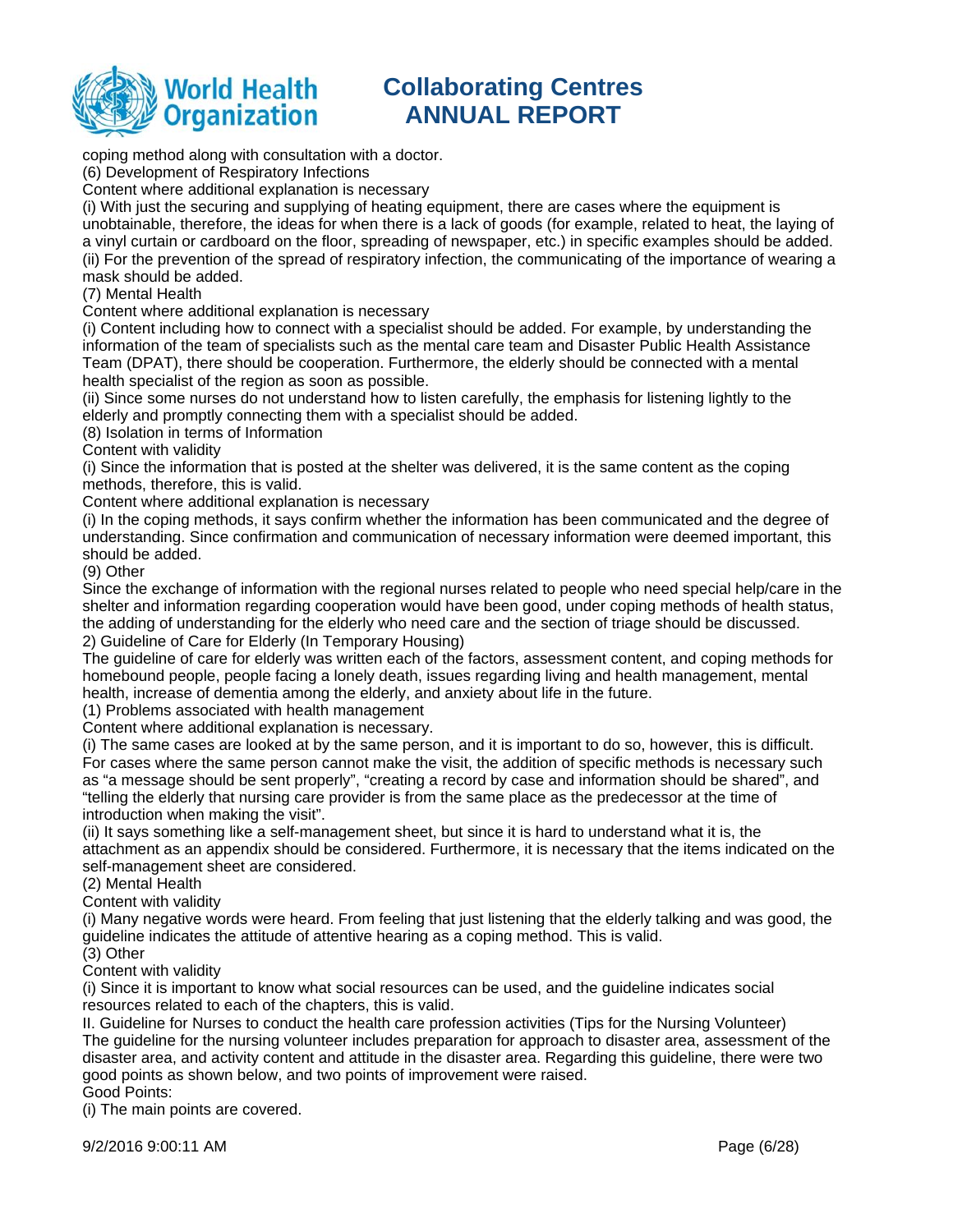coping method along with consultation with a doctor.

(6) Development of Respiratory Infections

Content where additional explanation is necessary

(i) With just the securing and supplying of heating equipment, there are cases where the equipment is unobtainable, therefore, the ideas for when there is a lack of goods (for example, related to heat, the laying of a vinyl curtain or cardboard on the floor, spreading of newspaper, etc.) in specific examples should be added.

(ii) For the prevention of the spread of respiratory infection, the communicating of the importance of wearing a mask should be added.

(7) Mental Health

Content where additional explanation is necessary

(i) Content including how to connect with a specialist should be added. For example, by understanding the information of the team of specialists such as the mental care team and Disaster Public Health Assistance Team (DPAT), there should be cooperation. Furthermore, the elderly should be connected with a mental health specialist of the region as soon as possible.

(ii) Since some nurses do not understand how to listen carefully, the emphasis for listening lightly to the elderly and promptly connecting them with a specialist should be added.

(8) Isolation in terms of Information

Content with validity

(i) Since the information that is posted at the shelter was delivered, it is the same content as the coping methods, therefore, this is valid.

Content where additional explanation is necessary

(i) In the coping methods, it says confirm whether the information has been communicated and the degree of understanding. Since confirmation and communication of necessary information were deemed important, this should be added.

(9) Other

Since the exchange of information with the regional nurses related to people who need special help/care in the shelter and information regarding cooperation would have been good, under coping methods of health status, the adding of understanding for the elderly who need care and the section of triage should be discussed.

2) Guideline of Care for Elderly (In Temporary Housing)

The guideline of care for elderly was written each of the factors, assessment content, and coping methods for homebound people, people facing a lonely death, issues regarding living and health management, mental health, increase of dementia among the elderly, and anxiety about life in the future.

(1) Problems associated with health management

Content where additional explanation is necessary.

(i) The same cases are looked at by the same person, and it is important to do so, however, this is difficult. For cases where the same person cannot make the visit, the addition of specific methods is necessary such as "a message should be sent properly", "creating a record by case and information should be shared", and "telling the elderly that nursing care provider is from the same place as the predecessor at the time of introduction when making the visit".

(ii) It says something like a self-management sheet, but since it is hard to understand what it is, the attachment as an appendix should be considered. Furthermore, it is necessary that the items indicated on the self-management sheet are considered.

(2) Mental Health

Content with validity

(i) Many negative words were heard. From feeling that just listening that the elderly talking and was good, the guideline indicates the attitude of attentive hearing as a coping method. This is valid.

(3) Other

Content with validity

(i) Since it is important to know what social resources can be used, and the guideline indicates social resources related to each of the chapters, this is valid.

II. Guideline for Nurses to conduct the health care profession activities (Tips for the Nursing Volunteer)

The guideline for the nursing volunteer includes preparation for approach to disaster area, assessment of the disaster area, and activity content and attitude in the disaster area. Regarding this guideline, there were two good points as shown below, and two points of improvement were raised.

Good Points:

(i) The main points are covered.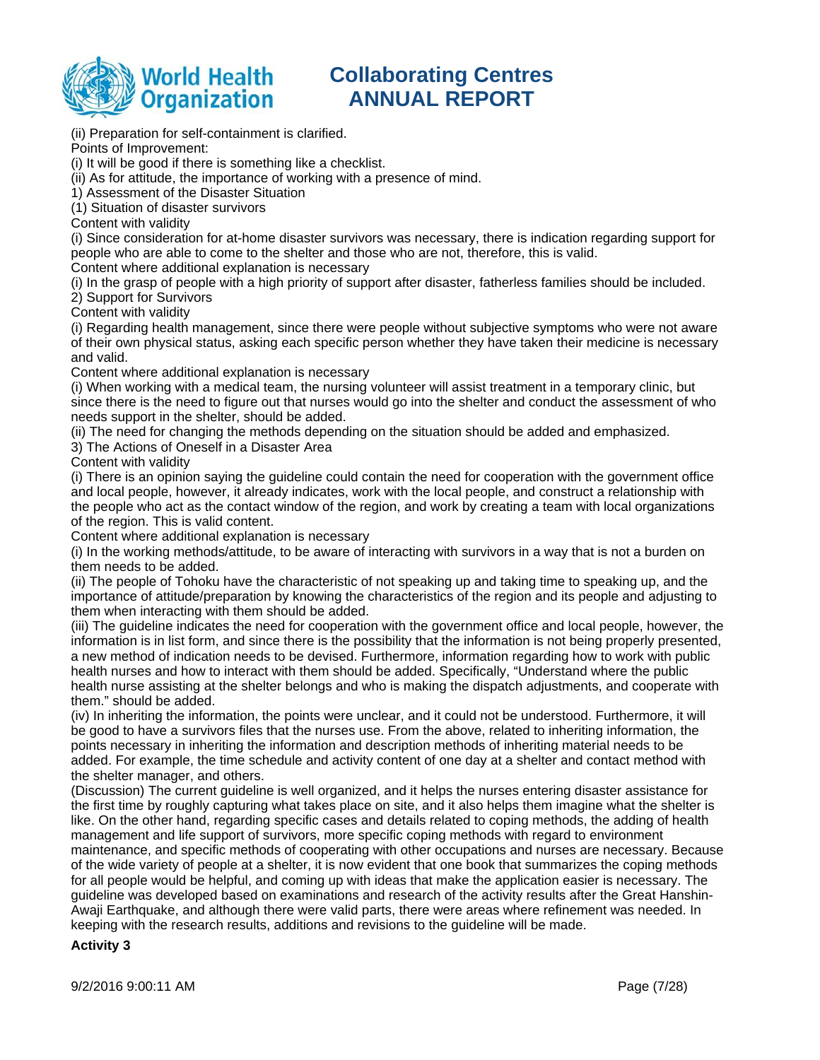(ii) Preparation for self-containment is clarified.

Points of Improvement:

(i) It will be good if there is something like a checklist.

(ii) As for attitude, the importance of working with a presence of mind.

1) Assessment of the Disaster Situation

(1) Situation of disaster survivors

Content with validity

(i) Since consideration for at-home disaster survivors was necessary, there is indication regarding support for people who are able to come to the shelter and those who are not, therefore, this is valid.

Content where additional explanation is necessary

(i) In the grasp of people with a high priority of support after disaster, fatherless families should be included.

2) Support for Survivors

Content with validity

(i) Regarding health management, since there were people without subjective symptoms who were not aware of their own physical status, asking each specific person whether they have taken their medicine is necessary and valid.

Content where additional explanation is necessary

(i) When working with a medical team, the nursing volunteer will assist treatment in a temporary clinic, but since there is the need to figure out that nurses would go into the shelter and conduct the assessment of who needs support in the shelter, should be added.

(ii) The need for changing the methods depending on the situation should be added and emphasized.

3) The Actions of Oneself in a Disaster Area

Content with validity

(i) There is an opinion saying the guideline could contain the need for cooperation with the government office and local people, however, it already indicates, work with the local people, and construct a relationship with the people who act as the contact window of the region, and work by creating a team with local organizations of the region. This is valid content.

Content where additional explanation is necessary

(i) In the working methods/attitude, to be aware of interacting with survivors in a way that is not a burden on them needs to be added.

(ii) The people of Tohoku have the characteristic of not speaking up and taking time to speaking up, and the importance of attitude/preparation by knowing the characteristics of the region and its people and adjusting to them when interacting with them should be added.

(iii) The guideline indicates the need for cooperation with the government office and local people, however, the information is in list form, and since there is the possibility that the information is not being properly presented, a new method of indication needs to be devised. Furthermore, information regarding how to work with public health nurses and how to interact with them should be added. Specifically, "Understand where the public health nurse assisting at the shelter belongs and who is making the dispatch adjustments, and cooperate with them." should be added.

(iv) In inheriting the information, the points were unclear, and it could not be understood. Furthermore, it will be good to have a survivors files that the nurses use. From the above, related to inheriting information, the points necessary in inheriting the information and description methods of inheriting material needs to be added. For example, the time schedule and activity content of one day at a shelter and contact method with the shelter manager, and others.

(Discussion) The current guideline is well organized, and it helps the nurses entering disaster assistance for the first time by roughly capturing what takes place on site, and it also helps them imagine what the shelter is like. On the other hand, regarding specific cases and details related to coping methods, the adding of health management and life support of survivors, more specific coping methods with regard to environment maintenance, and specific methods of cooperating with other occupations and nurses are necessary. Because of the wide variety of people at a shelter, it is now evident that one book that summarizes the coping methods for all people would be helpful, and coming up with ideas that make the application easier is necessary. The guideline was developed based on examinations and research of the activity results after the Great Hanshin-Awaji Earthquake, and although there were valid parts, there were areas where refinement was needed. In keeping with the research results, additions and revisions to the guideline will be made.

**Activity 3**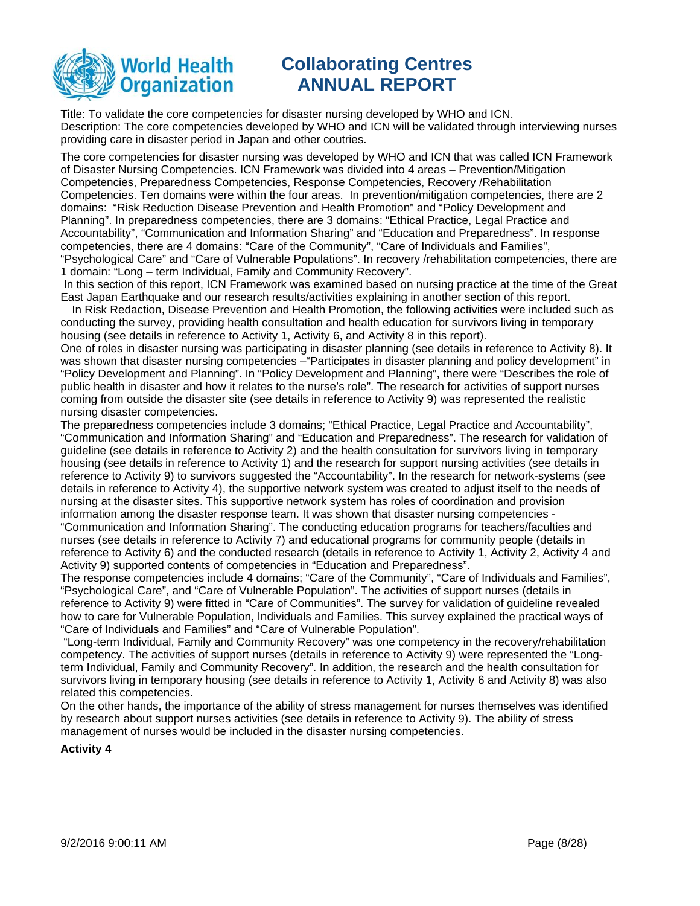Title: To validate the core competencies for disaster nursing developed by WHO and ICN.
Description: The core competencies developed by WHO and ICN will be validated through interviewing nurses providing care in disaster period in Japan and other coutries.

The core competencies for disaster nursing was developed by WHO and ICN that was called ICN Framework of Disaster Nursing Competencies. ICN Framework was divided into 4 areas – Prevention/Mitigation Competencies, Preparedness Competencies, Response Competencies, Recovery /Rehabilitation Competencies. Ten domains were within the four areas. In prevention/mitigation competencies, there are 2 domains: "Risk Reduction Disease Prevention and Health Promotion" and "Policy Development and Planning". In preparedness competencies, there are 3 domains: "Ethical Practice, Legal Practice and Accountability", "Communication and Information Sharing" and "Education and Preparedness". In response competencies, there are 4 domains: "Care of the Community", "Care of Individuals and Families", "Psychological Care" and "Care of Vulnerable Populations". In recovery /rehabilitation competencies, there are 1 domain: "Long – term Individual, Family and Community Recovery".

In this section of this report, ICN Framework was examined based on nursing practice at the time of the Great East Japan Earthquake and our research results/activities explaining in another section of this report.

In Risk Redaction, Disease Prevention and Health Promotion, the following activities were included such as conducting the survey, providing health consultation and health education for survivors living in temporary housing (see details in reference to Activity 1, Activity 6, and Activity 8 in this report).

One of roles in disaster nursing was participating in disaster planning (see details in reference to Activity 8). It was shown that disaster nursing competencies –"Participates in disaster planning and policy development" in "Policy Development and Planning". In "Policy Development and Planning", there were "Describes the role of public health in disaster and how it relates to the nurse's role". The research for activities of support nurses coming from outside the disaster site (see details in reference to Activity 9) was represented the realistic nursing disaster competencies.

The preparedness competencies include 3 domains; "Ethical Practice, Legal Practice and Accountability", "Communication and Information Sharing" and "Education and Preparedness". The research for validation of guideline (see details in reference to Activity 2) and the health consultation for survivors living in temporary housing (see details in reference to Activity 1) and the research for support nursing activities (see details in reference to Activity 9) to survivors suggested the "Accountability". In the research for network-systems (see details in reference to Activity 4), the supportive network system was created to adjust itself to the needs of nursing at the disaster sites. This supportive network system has roles of coordination and provision information among the disaster response team. It was shown that disaster nursing competencies - "Communication and Information Sharing". The conducting education programs for teachers/faculties and nurses (see details in reference to Activity 7) and educational programs for community people (details in reference to Activity 6) and the conducted research (details in reference to Activity 1, Activity 2, Activity 4 and Activity 9) supported contents of competencies in "Education and Preparedness".

The response competencies include 4 domains; "Care of the Community", "Care of Individuals and Families", "Psychological Care", and "Care of Vulnerable Population". The activities of support nurses (details in reference to Activity 9) were fitted in "Care of Communities". The survey for validation of guideline revealed how to care for Vulnerable Population, Individuals and Families. This survey explained the practical ways of "Care of Individuals and Families" and "Care of Vulnerable Population".

"Long-term Individual, Family and Community Recovery" was one competency in the recovery/rehabilitation competency. The activities of support nurses (details in reference to Activity 9) were represented the "Long-term Individual, Family and Community Recovery". In addition, the research and the health consultation for survivors living in temporary housing (see details in reference to Activity 1, Activity 6 and Activity 8) was also related this competencies.

On the other hands, the importance of the ability of stress management for nurses themselves was identified by research about support nurses activities (see details in reference to Activity 9). The ability of stress management of nurses would be included in the disaster nursing competencies.

**Activity 4**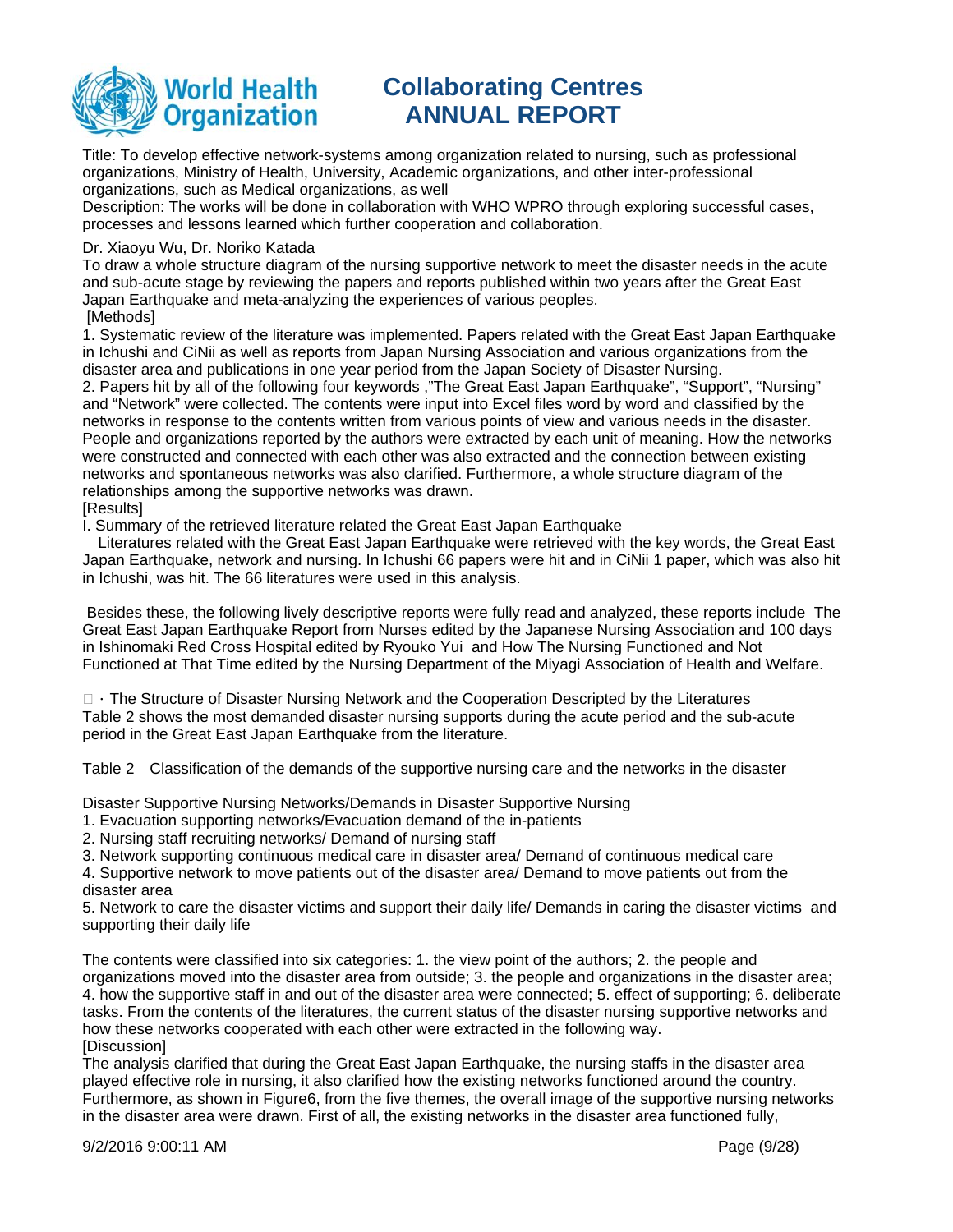# Collaborating Centres ANNUAL REPORT

Title: To develop effective network-systems among organization related to nursing, such as professional organizations, Ministry of Health, University, Academic organizations, and other inter-professional organizations, such as Medical organizations, as well

Description: The works will be done in collaboration with WHO WPRO through exploring successful cases, processes and lessons learned which further cooperation and collaboration.

Dr. Xiaoyu Wu, Dr. Noriko Katada

To draw a whole structure diagram of the nursing supportive network to meet the disaster needs in the acute and sub-acute stage by reviewing the papers and reports published within two years after the Great East Japan Earthquake and meta-analyzing the experiences of various peoples.

[Methods]

1. Systematic review of the literature was implemented. Papers related with the Great East Japan Earthquake in Ichushi and CiNii as well as reports from Japan Nursing Association and various organizations from the disaster area and publications in one year period from the Japan Society of Disaster Nursing.
2. Papers hit by all of the following four keywords ,"The Great East Japan Earthquake", "Support", "Nursing" and "Network" were collected. The contents were input into Excel files word by word and classified by the networks in response to the contents written from various points of view and various needs in the disaster. People and organizations reported by the authors were extracted by each unit of meaning. How the networks were constructed and connected with each other was also extracted and the connection between existing networks and spontaneous networks was also clarified. Furthermore, a whole structure diagram of the relationships among the supportive networks was drawn.

[Results]

I. Summary of the retrieved literature related the Great East Japan Earthquake

Literatures related with the Great East Japan Earthquake were retrieved with the key words, the Great East Japan Earthquake, network and nursing. In Ichushi 66 papers were hit and in CiNii 1 paper, which was also hit in Ichushi, was hit. The 66 literatures were used in this analysis.

Besides these, the following lively descriptive reports were fully read and analyzed, these reports include The Great East Japan Earthquake Report from Nurses edited by the Japanese Nursing Association and 100 days in Ishinomaki Red Cross Hospital edited by Ryouko Yui and How The Nursing Functioned and Not Functioned at That Time edited by the Nursing Department of the Miyagi Association of Health and Welfare.

□ · The Structure of Disaster Nursing Network and the Cooperation Descripted by the Literatures

Table 2 shows the most demanded disaster nursing supports during the acute period and the sub-acute period in the Great East Japan Earthquake from the literature.

Table 2 Classification of the demands of the supportive nursing care and the networks in the disaster

Disaster Supportive Nursing Networks/Demands in Disaster Supportive Nursing

1. Evacuation supporting networks/Evacuation demand of the in-patients
2. Nursing staff recruiting networks/ Demand of nursing staff
3. Network supporting continuous medical care in disaster area/ Demand of continuous medical care
4. Supportive network to move patients out of the disaster area/ Demand to move patients out from the disaster area
5. Network to care the disaster victims and support their daily life/ Demands in caring the disaster victims and supporting their daily life

The contents were classified into six categories: 1. the view point of the authors; 2. the people and organizations moved into the disaster area from outside; 3. the people and organizations in the disaster area; 4. how the supportive staff in and out of the disaster area were connected; 5. effect of supporting; 6. deliberate tasks. From the contents of the literatures, the current status of the disaster nursing supportive networks and how these networks cooperated with each other were extracted in the following way.

[Discussion]

The analysis clarified that during the Great East Japan Earthquake, the nursing staffs in the disaster area played effective role in nursing, it also clarified how the existing networks functioned around the country. Furthermore, as shown in Figure6, from the five themes, the overall image of the supportive nursing networks in the disaster area were drawn. First of all, the existing networks in the disaster area functioned fully,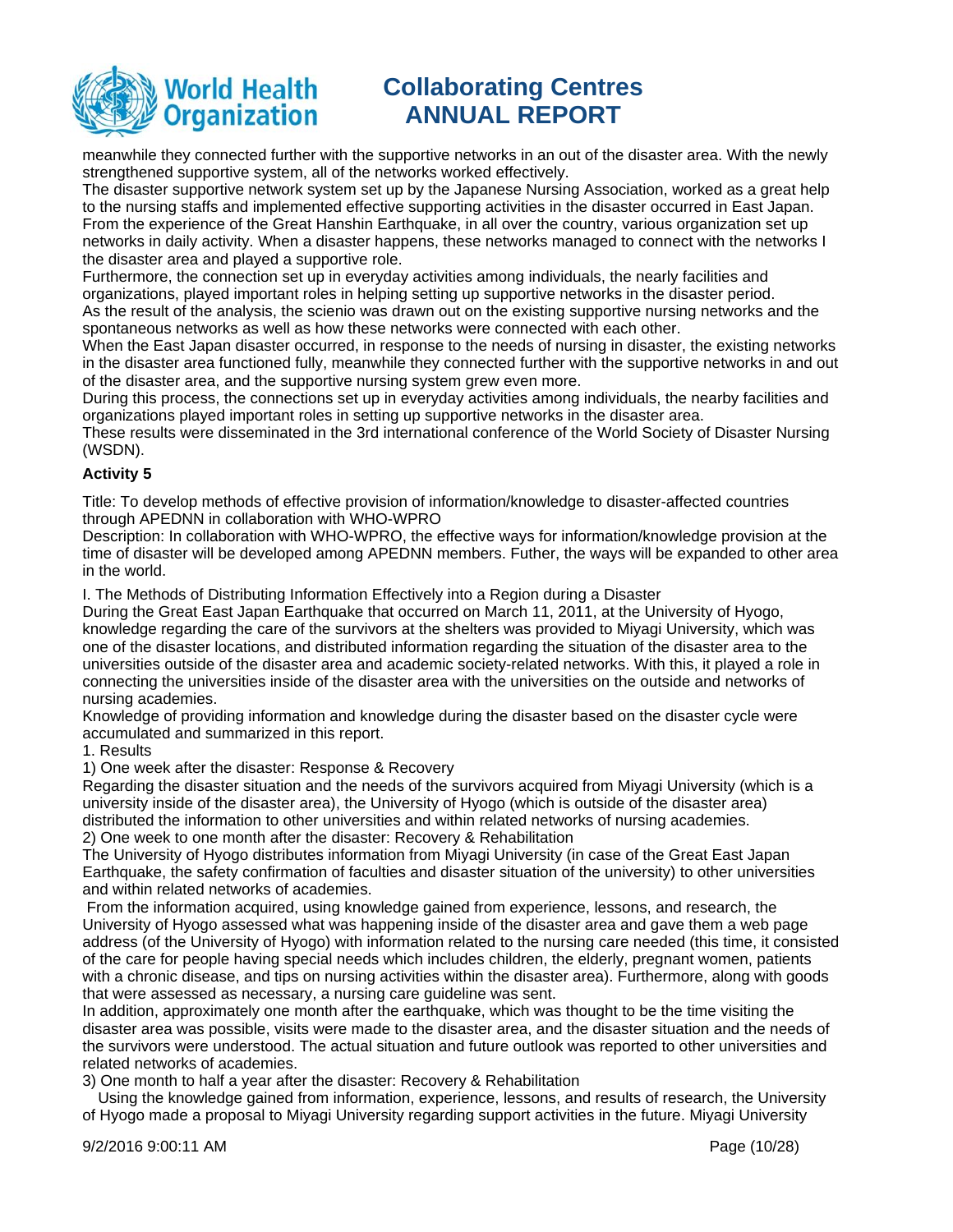meanwhile they connected further with the supportive networks in an out of the disaster area. With the newly strengthened supportive system, all of the networks worked effectively.
The disaster supportive network system set up by the Japanese Nursing Association, worked as a great help to the nursing staffs and implemented effective supporting activities in the disaster occurred in East Japan. From the experience of the Great Hanshin Earthquake, in all over the country, various organization set up networks in daily activity. When a disaster happens, these networks managed to connect with the networks I the disaster area and played a supportive role.
Furthermore, the connection set up in everyday activities among individuals, the nearly facilities and organizations, played important roles in helping setting up supportive networks in the disaster period.
As the result of the analysis, the scienio was drawn out on the existing supportive nursing networks and the spontaneous networks as well as how these networks were connected with each other.
When the East Japan disaster occurred, in response to the needs of nursing in disaster, the existing networks in the disaster area functioned fully, meanwhile they connected further with the supportive networks in and out of the disaster area, and the supportive nursing system grew even more.
During this process, the connections set up in everyday activities among individuals, the nearby facilities and organizations played important roles in setting up supportive networks in the disaster area.
These results were disseminated in the 3rd international conference of the World Society of Disaster Nursing (WSDN).

**Activity 5**

Title: To develop methods of effective provision of information/knowledge to disaster-affected countries through APEDNN in collaboration with WHO-WPRO
Description: In collaboration with WHO-WPRO, the effective ways for information/knowledge provision at the time of disaster will be developed among APEDNN members. Futher, the ways will be expanded to other area in the world.

I. The Methods of Distributing Information Effectively into a Region during a Disaster
During the Great East Japan Earthquake that occurred on March 11, 2011, at the University of Hyogo, knowledge regarding the care of the survivors at the shelters was provided to Miyagi University, which was one of the disaster locations, and distributed information regarding the situation of the disaster area to the universities outside of the disaster area and academic society-related networks. With this, it played a role in connecting the universities inside of the disaster area with the universities on the outside and networks of nursing academies.
Knowledge of providing information and knowledge during the disaster based on the disaster cycle were accumulated and summarized in this report.
1. Results
1) One week after the disaster: Response & Recovery
Regarding the disaster situation and the needs of the survivors acquired from Miyagi University (which is a university inside of the disaster area), the University of Hyogo (which is outside of the disaster area) distributed the information to other universities and within related networks of nursing academies.
2) One week to one month after the disaster: Recovery & Rehabilitation
The University of Hyogo distributes information from Miyagi University (in case of the Great East Japan Earthquake, the safety confirmation of faculties and disaster situation of the university) to other universities and within related networks of academies.
From the information acquired, using knowledge gained from experience, lessons, and research, the University of Hyogo assessed what was happening inside of the disaster area and gave them a web page address (of the University of Hyogo) with information related to the nursing care needed (this time, it consisted of the care for people having special needs which includes children, the elderly, pregnant women, patients with a chronic disease, and tips on nursing activities within the disaster area). Furthermore, along with goods that were assessed as necessary, a nursing care guideline was sent.
In addition, approximately one month after the earthquake, which was thought to be the time visiting the disaster area was possible, visits were made to the disaster area, and the disaster situation and the needs of the survivors were understood. The actual situation and future outlook was reported to other universities and related networks of academies.
3) One month to half a year after the disaster: Recovery & Rehabilitation
Using the knowledge gained from information, experience, lessons, and results of research, the University of Hyogo made a proposal to Miyagi University regarding support activities in the future. Miyagi University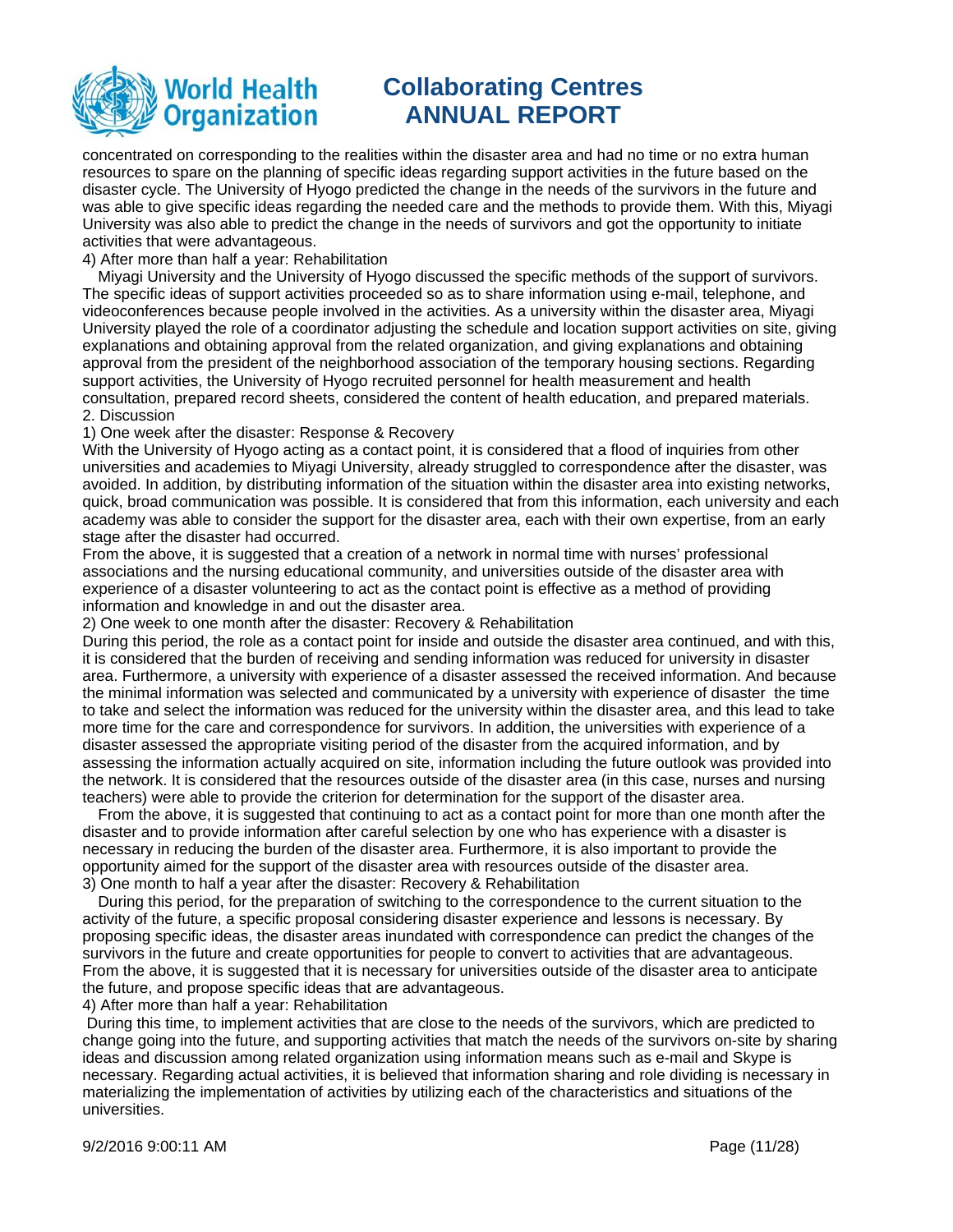concentrated on corresponding to the realities within the disaster area and had no time or no extra human resources to spare on the planning of specific ideas regarding support activities in the future based on the disaster cycle. The University of Hyogo predicted the change in the needs of the survivors in the future and was able to give specific ideas regarding the needed care and the methods to provide them. With this, Miyagi University was also able to predict the change in the needs of survivors and got the opportunity to initiate activities that were advantageous.

4) After more than half a year: Rehabilitation

Miyagi University and the University of Hyogo discussed the specific methods of the support of survivors. The specific ideas of support activities proceeded so as to share information using e-mail, telephone, and videoconferences because people involved in the activities. As a university within the disaster area, Miyagi University played the role of a coordinator adjusting the schedule and location support activities on site, giving explanations and obtaining approval from the related organization, and giving explanations and obtaining approval from the president of the neighborhood association of the temporary housing sections. Regarding support activities, the University of Hyogo recruited personnel for health measurement and health consultation, prepared record sheets, considered the content of health education, and prepared materials.

2. Discussion

1) One week after the disaster: Response & Recovery

With the University of Hyogo acting as a contact point, it is considered that a flood of inquiries from other universities and academies to Miyagi University, already struggled to correspondence after the disaster, was avoided. In addition, by distributing information of the situation within the disaster area into existing networks, quick, broad communication was possible. It is considered that from this information, each university and each academy was able to consider the support for the disaster area, each with their own expertise, from an early stage after the disaster had occurred.

From the above, it is suggested that a creation of a network in normal time with nurses' professional associations and the nursing educational community, and universities outside of the disaster area with experience of a disaster volunteering to act as the contact point is effective as a method of providing information and knowledge in and out the disaster area.

2) One week to one month after the disaster: Recovery & Rehabilitation

During this period, the role as a contact point for inside and outside the disaster area continued, and with this, it is considered that the burden of receiving and sending information was reduced for university in disaster area. Furthermore, a university with experience of a disaster assessed the received information. And because the minimal information was selected and communicated by a university with experience of disaster the time to take and select the information was reduced for the university within the disaster area, and this lead to take more time for the care and correspondence for survivors. In addition, the universities with experience of a disaster assessed the appropriate visiting period of the disaster from the acquired information, and by assessing the information actually acquired on site, information including the future outlook was provided into the network. It is considered that the resources outside of the disaster area (in this case, nurses and nursing teachers) were able to provide the criterion for determination for the support of the disaster area.

From the above, it is suggested that continuing to act as a contact point for more than one month after the disaster and to provide information after careful selection by one who has experience with a disaster is necessary in reducing the burden of the disaster area. Furthermore, it is also important to provide the opportunity aimed for the support of the disaster area with resources outside of the disaster area.

3) One month to half a year after the disaster: Recovery & Rehabilitation

During this period, for the preparation of switching to the correspondence to the current situation to the activity of the future, a specific proposal considering disaster experience and lessons is necessary. By proposing specific ideas, the disaster areas inundated with correspondence can predict the changes of the survivors in the future and create opportunities for people to convert to activities that are advantageous. From the above, it is suggested that it is necessary for universities outside of the disaster area to anticipate the future, and propose specific ideas that are advantageous.

4) After more than half a year: Rehabilitation

During this time, to implement activities that are close to the needs of the survivors, which are predicted to change going into the future, and supporting activities that match the needs of the survivors on-site by sharing ideas and discussion among related organization using information means such as e-mail and Skype is necessary. Regarding actual activities, it is believed that information sharing and role dividing is necessary in materializing the implementation of activities by utilizing each of the characteristics and situations of the universities.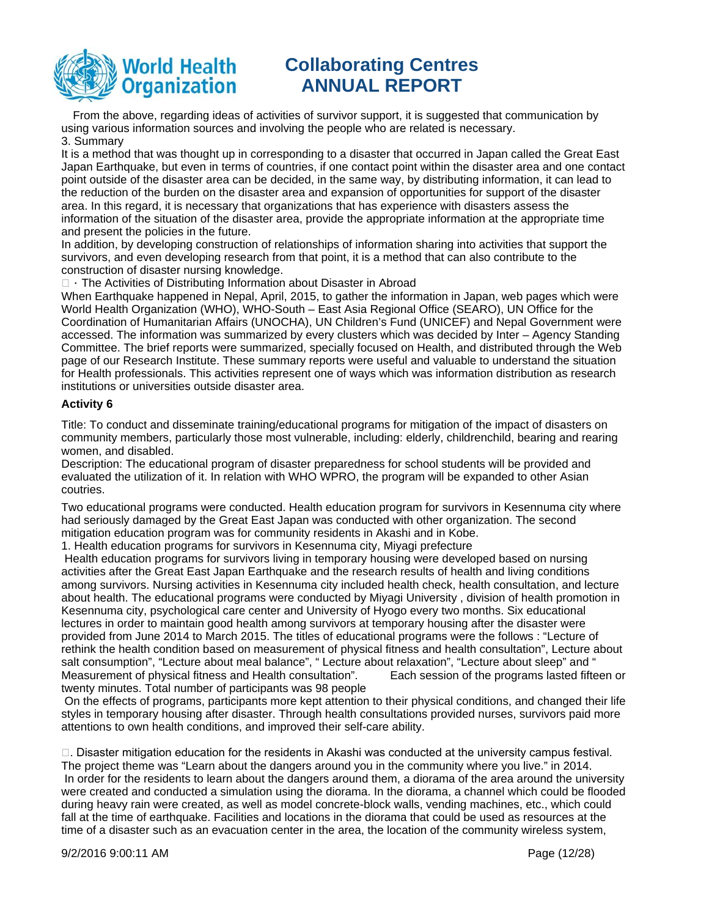From the above, regarding ideas of activities of survivor support, it is suggested that communication by using various information sources and involving the people who are related is necessary.

3. Summary

It is a method that was thought up in corresponding to a disaster that occurred in Japan called the Great East Japan Earthquake, but even in terms of countries, if one contact point within the disaster area and one contact point outside of the disaster area can be decided, in the same way, by distributing information, it can lead to the reduction of the burden on the disaster area and expansion of opportunities for support of the disaster area. In this regard, it is necessary that organizations that has experience with disasters assess the information of the situation of the disaster area, provide the appropriate information at the appropriate time and present the policies in the future.

In addition, by developing construction of relationships of information sharing into activities that support the survivors, and even developing research from that point, it is a method that can also contribute to the construction of disaster nursing knowledge.

□ · The Activities of Distributing Information about Disaster in Abroad

When Earthquake happened in Nepal, April, 2015, to gather the information in Japan, web pages which were World Health Organization (WHO), WHO-South – East Asia Regional Office (SEARO), UN Office for the Coordination of Humanitarian Affairs (UNOCHA), UN Children's Fund (UNICEF) and Nepal Government were accessed. The information was summarized by every clusters which was decided by Inter – Agency Standing Committee. The brief reports were summarized, specially focused on Health, and distributed through the Web page of our Research Institute. These summary reports were useful and valuable to understand the situation for Health professionals. This activities represent one of ways which was information distribution as research institutions or universities outside disaster area.

**Activity 6**

Title: To conduct and disseminate training/educational programs for mitigation of the impact of disasters on community members, particularly those most vulnerable, including: elderly, childrenchild, bearing and rearing women, and disabled.

Description: The educational program of disaster preparedness for school students will be provided and evaluated the utilization of it. In relation with WHO WPRO, the program will be expanded to other Asian coutries.

Two educational programs were conducted. Health education program for survivors in Kesennuma city where had seriously damaged by the Great East Japan was conducted with other organization. The second mitigation education program was for community residents in Akashi and in Kobe.

1. Health education programs for survivors in Kesennuma city, Miyagi prefecture

Health education programs for survivors living in temporary housing were developed based on nursing activities after the Great East Japan Earthquake and the research results of health and living conditions among survivors. Nursing activities in Kesennuma city included health check, health consultation, and lecture about health. The educational programs were conducted by Miyagi University , division of health promotion in Kesennuma city, psychological care center and University of Hyogo every two months. Six educational lectures in order to maintain good health among survivors at temporary housing after the disaster were provided from June 2014 to March 2015. The titles of educational programs were the follows : "Lecture of rethink the health condition based on measurement of physical fitness and health consultation", Lecture about salt consumption", "Lecture about meal balance", " Lecture about relaxation", "Lecture about sleep" and " Measurement of physical fitness and Health consultation". Each session of the programs lasted fifteen or twenty minutes. Total number of participants was 98 people

On the effects of programs, participants more kept attention to their physical conditions, and changed their life styles in temporary housing after disaster. Through health consultations provided nurses, survivors paid more attentions to own health conditions, and improved their self-care ability.

□. Disaster mitigation education for the residents in Akashi was conducted at the university campus festival. The project theme was "Learn about the dangers around you in the community where you live." in 2014.

In order for the residents to learn about the dangers around them, a diorama of the area around the university were created and conducted a simulation using the diorama. In the diorama, a channel which could be flooded during heavy rain were created, as well as model concrete-block walls, vending machines, etc., which could fall at the time of earthquake. Facilities and locations in the diorama that could be used as resources at the time of a disaster such as an evacuation center in the area, the location of the community wireless system,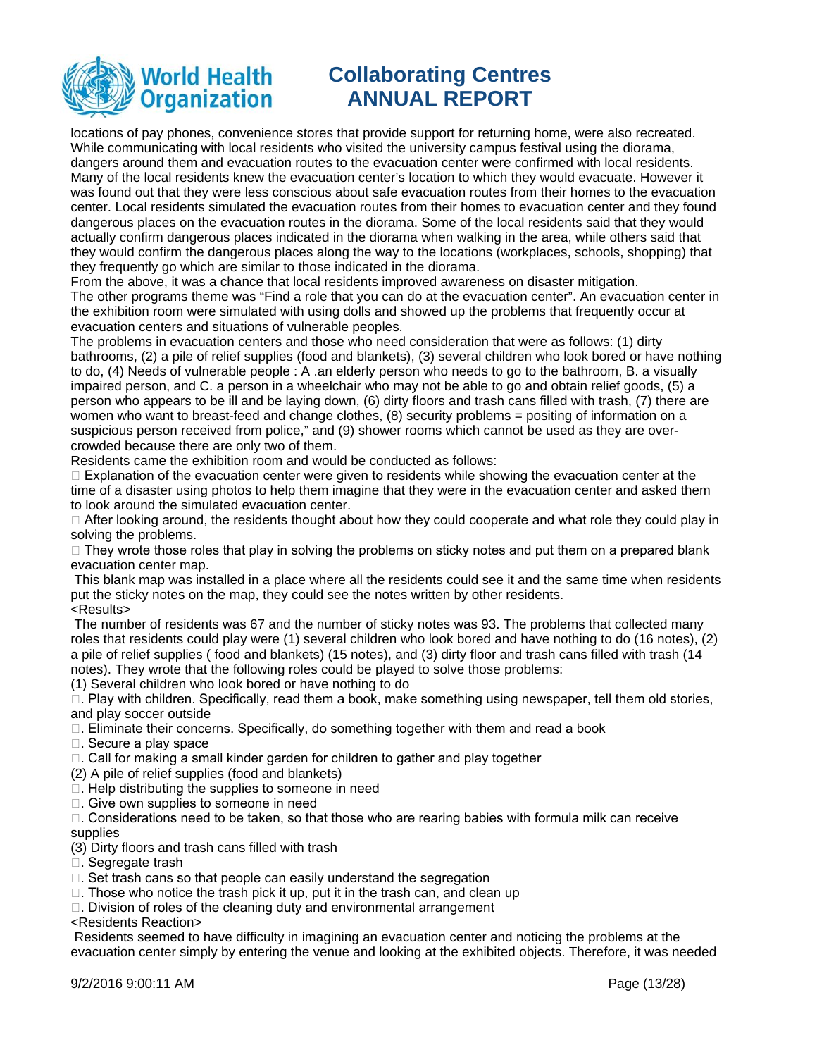locations of pay phones, convenience stores that provide support for returning home, were also recreated. While communicating with local residents who visited the university campus festival using the diorama, dangers around them and evacuation routes to the evacuation center were confirmed with local residents. Many of the local residents knew the evacuation center's location to which they would evacuate. However it was found out that they were less conscious about safe evacuation routes from their homes to the evacuation center. Local residents simulated the evacuation routes from their homes to evacuation center and they found dangerous places on the evacuation routes in the diorama. Some of the local residents said that they would actually confirm dangerous places indicated in the diorama when walking in the area, while others said that they would confirm the dangerous places along the way to the locations (workplaces, schools, shopping) that they frequently go which are similar to those indicated in the diorama.
From the above, it was a chance that local residents improved awareness on disaster mitigation.
The other programs theme was "Find a role that you can do at the evacuation center". An evacuation center in the exhibition room were simulated with using dolls and showed up the problems that frequently occur at evacuation centers and situations of vulnerable peoples.
The problems in evacuation centers and those who need consideration that were as follows: (1) dirty bathrooms, (2) a pile of relief supplies (food and blankets), (3) several children who look bored or have nothing to do, (4) Needs of vulnerable people : A .an elderly person who needs to go to the bathroom, B. a visually impaired person, and C. a person in a wheelchair who may not be able to go and obtain relief goods, (5) a person who appears to be ill and be laying down, (6) dirty floors and trash cans filled with trash, (7) there are women who want to breast-feed and change clothes, (8) security problems = positing of information on a suspicious person received from police," and (9) shower rooms which cannot be used as they are over-crowded because there are only two of them.
Residents came the exhibition room and would be conducted as follows:
 Explanation of the evacuation center were given to residents while showing the evacuation center at the time of a disaster using photos to help them imagine that they were in the evacuation center and asked them to look around the simulated evacuation center.
 After looking around, the residents thought about how they could cooperate and what role they could play in solving the problems.
 They wrote those roles that play in solving the problems on sticky notes and put them on a prepared blank evacuation center map.
This blank map was installed in a place where all the residents could see it and the same time when residents put the sticky notes on the map, they could see the notes written by other residents.
<Results>
The number of residents was 67 and the number of sticky notes was 93. The problems that collected many roles that residents could play were (1) several children who look bored and have nothing to do (16 notes), (2) a pile of relief supplies ( food and blankets) (15 notes), and (3) dirty floor and trash cans filled with trash (14 notes). They wrote that the following roles could be played to solve those problems:
(1) Several children who look bored or have nothing to do
. Play with children. Specifically, read them a book, make something using newspaper, tell them old stories, and play soccer outside
. Eliminate their concerns. Specifically, do something together with them and read a book
. Secure a play space
. Call for making a small kinder garden for children to gather and play together
(2) A pile of relief supplies (food and blankets)
. Help distributing the supplies to someone in need
. Give own supplies to someone in need
. Considerations need to be taken, so that those who are rearing babies with formula milk can receive supplies
(3) Dirty floors and trash cans filled with trash
. Segregate trash
. Set trash cans so that people can easily understand the segregation
. Those who notice the trash pick it up, put it in the trash can, and clean up
. Division of roles of the cleaning duty and environmental arrangement
<Residents Reaction>
Residents seemed to have difficulty in imagining an evacuation center and noticing the problems at the evacuation center simply by entering the venue and looking at the exhibited objects. Therefore, it was needed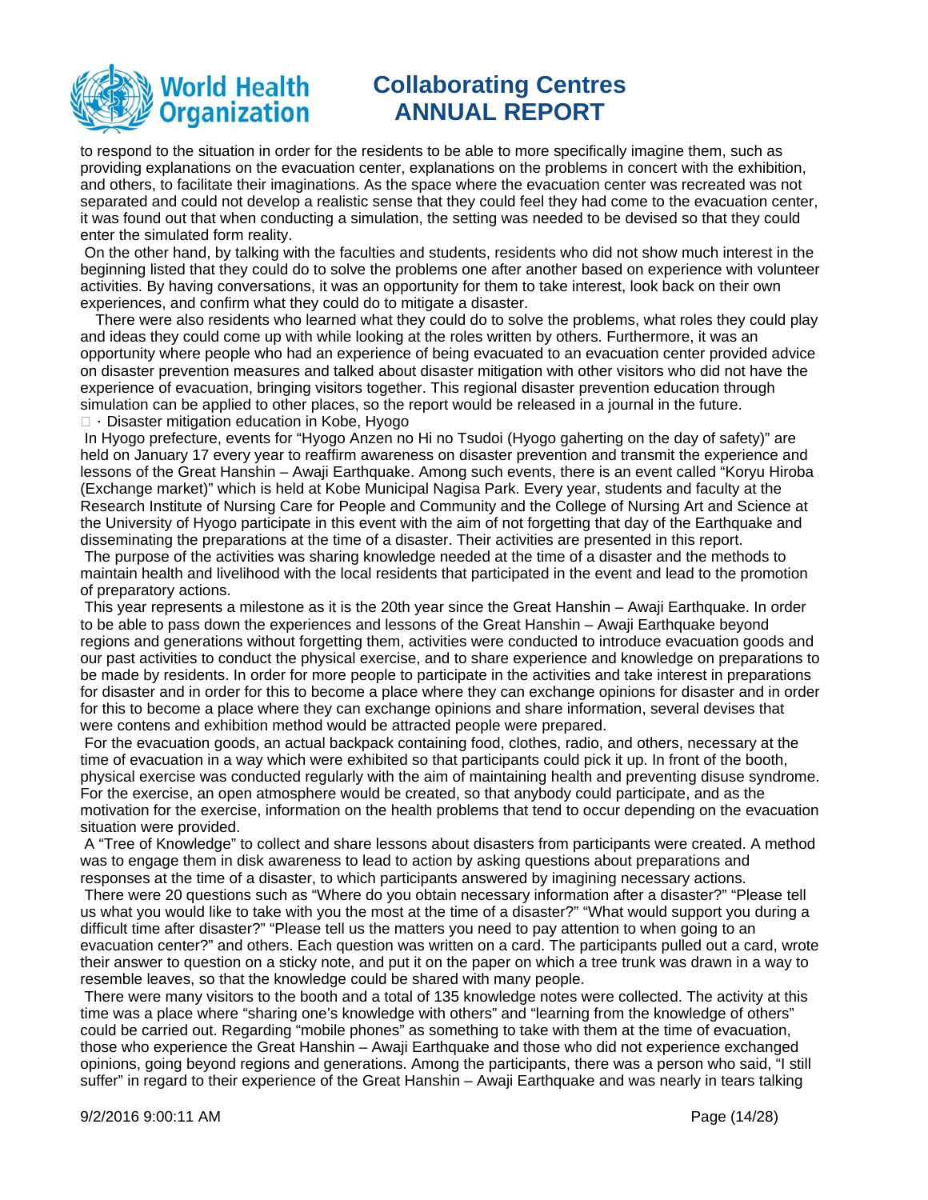to respond to the situation in order for the residents to be able to more specifically imagine them, such as providing explanations on the evacuation center, explanations on the problems in concert with the exhibition, and others, to facilitate their imaginations. As the space where the evacuation center was recreated was not separated and could not develop a realistic sense that they could feel they had come to the evacuation center, it was found out that when conducting a simulation, the setting was needed to be devised so that they could enter the simulated form reality.

On the other hand, by talking with the faculties and students, residents who did not show much interest in the beginning listed that they could do to solve the problems one after another based on experience with volunteer activities. By having conversations, it was an opportunity for them to take interest, look back on their own experiences, and confirm what they could do to mitigate a disaster.

There were also residents who learned what they could do to solve the problems, what roles they could play and ideas they could come up with while looking at the roles written by others. Furthermore, it was an opportunity where people who had an experience of being evacuated to an evacuation center provided advice on disaster prevention measures and talked about disaster mitigation with other visitors who did not have the experience of evacuation, bringing visitors together. This regional disaster prevention education through simulation can be applied to other places, so the report would be released in a journal in the future.

□・Disaster mitigation education in Kobe, Hyogo

In Hyogo prefecture, events for "Hyogo Anzen no Hi no Tsudoi (Hyogo gaherting on the day of safety)" are held on January 17 every year to reaffirm awareness on disaster prevention and transmit the experience and lessons of the Great Hanshin – Awaji Earthquake. Among such events, there is an event called "Koryu Hiroba (Exchange market)" which is held at Kobe Municipal Nagisa Park. Every year, students and faculty at the Research Institute of Nursing Care for People and Community and the College of Nursing Art and Science at the University of Hyogo participate in this event with the aim of not forgetting that day of the Earthquake and disseminating the preparations at the time of a disaster. Their activities are presented in this report.

The purpose of the activities was sharing knowledge needed at the time of a disaster and the methods to maintain health and livelihood with the local residents that participated in the event and lead to the promotion of preparatory actions.

This year represents a milestone as it is the 20th year since the Great Hanshin – Awaji Earthquake. In order to be able to pass down the experiences and lessons of the Great Hanshin – Awaji Earthquake beyond regions and generations without forgetting them, activities were conducted to introduce evacuation goods and our past activities to conduct the physical exercise, and to share experience and knowledge on preparations to be made by residents. In order for more people to participate in the activities and take interest in preparations for disaster and in order for this to become a place where they can exchange opinions for disaster and in order for this to become a place where they can exchange opinions and share information, several devises that were contens and exhibition method would be attracted people were prepared.

For the evacuation goods, an actual backpack containing food, clothes, radio, and others, necessary at the time of evacuation in a way which were exhibited so that participants could pick it up. In front of the booth, physical exercise was conducted regularly with the aim of maintaining health and preventing disuse syndrome. For the exercise, an open atmosphere would be created, so that anybody could participate, and as the motivation for the exercise, information on the health problems that tend to occur depending on the evacuation situation were provided.

A "Tree of Knowledge" to collect and share lessons about disasters from participants were created. A method was to engage them in disk awareness to lead to action by asking questions about preparations and responses at the time of a disaster, to which participants answered by imagining necessary actions.

There were 20 questions such as "Where do you obtain necessary information after a disaster?" "Please tell us what you would like to take with you the most at the time of a disaster?" "What would support you during a difficult time after disaster?" "Please tell us the matters you need to pay attention to when going to an evacuation center?" and others. Each question was written on a card. The participants pulled out a card, wrote their answer to question on a sticky note, and put it on the paper on which a tree trunk was drawn in a way to resemble leaves, so that the knowledge could be shared with many people.

There were many visitors to the booth and a total of 135 knowledge notes were collected. The activity at this time was a place where "sharing one's knowledge with others" and "learning from the knowledge of others" could be carried out. Regarding "mobile phones" as something to take with them at the time of evacuation, those who experience the Great Hanshin – Awaji Earthquake and those who did not experience exchanged opinions, going beyond regions and generations. Among the participants, there was a person who said, "I still suffer" in regard to their experience of the Great Hanshin – Awaji Earthquake and was nearly in tears talking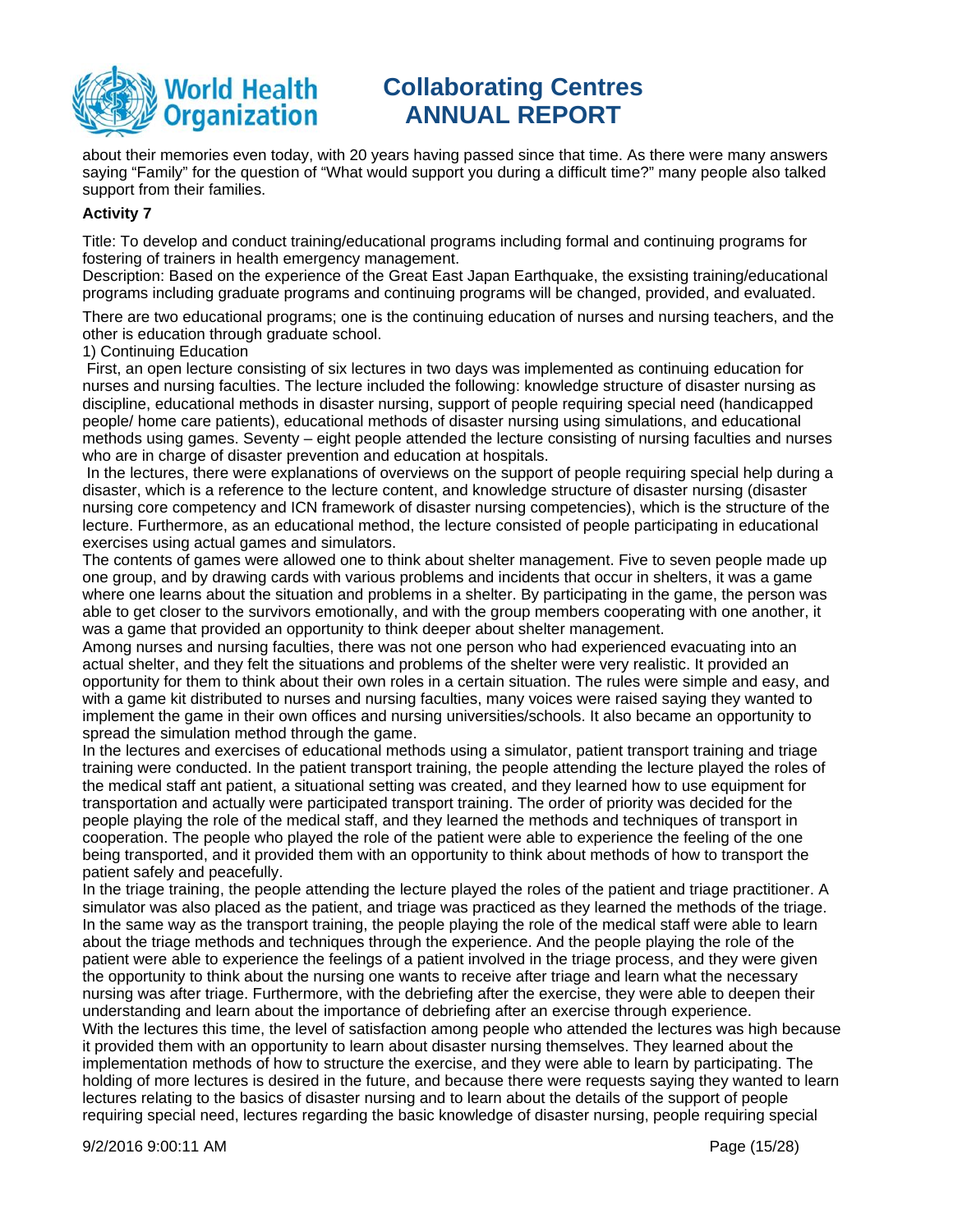about their memories even today, with 20 years having passed since that time. As there were many answers saying "Family" for the question of "What would support you during a difficult time?" many people also talked support from their families.

**Activity 7**

Title: To develop and conduct training/educational programs including formal and continuing programs for fostering of trainers in health emergency management.
Description: Based on the experience of the Great East Japan Earthquake, the exsisting training/educational programs including graduate programs and continuing programs will be changed, provided, and evaluated.

There are two educational programs; one is the continuing education of nurses and nursing teachers, and the other is education through graduate school.

1) Continuing Education

First, an open lecture consisting of six lectures in two days was implemented as continuing education for nurses and nursing faculties. The lecture included the following: knowledge structure of disaster nursing as discipline, educational methods in disaster nursing, support of people requiring special need (handicapped people/ home care patients), educational methods of disaster nursing using simulations, and educational methods using games. Seventy – eight people attended the lecture consisting of nursing faculties and nurses who are in charge of disaster prevention and education at hospitals.

In the lectures, there were explanations of overviews on the support of people requiring special help during a disaster, which is a reference to the lecture content, and knowledge structure of disaster nursing (disaster nursing core competency and ICN framework of disaster nursing competencies), which is the structure of the lecture. Furthermore, as an educational method, the lecture consisted of people participating in educational exercises using actual games and simulators.

The contents of games were allowed one to think about shelter management. Five to seven people made up one group, and by drawing cards with various problems and incidents that occur in shelters, it was a game where one learns about the situation and problems in a shelter. By participating in the game, the person was able to get closer to the survivors emotionally, and with the group members cooperating with one another, it was a game that provided an opportunity to think deeper about shelter management.

Among nurses and nursing faculties, there was not one person who had experienced evacuating into an actual shelter, and they felt the situations and problems of the shelter were very realistic. It provided an opportunity for them to think about their own roles in a certain situation. The rules were simple and easy, and with a game kit distributed to nurses and nursing faculties, many voices were raised saying they wanted to implement the game in their own offices and nursing universities/schools. It also became an opportunity to spread the simulation method through the game.

In the lectures and exercises of educational methods using a simulator, patient transport training and triage training were conducted. In the patient transport training, the people attending the lecture played the roles of the medical staff ant patient, a situational setting was created, and they learned how to use equipment for transportation and actually were participated transport training. The order of priority was decided for the people playing the role of the medical staff, and they learned the methods and techniques of transport in cooperation. The people who played the role of the patient were able to experience the feeling of the one being transported, and it provided them with an opportunity to think about methods of how to transport the patient safely and peacefully.

In the triage training, the people attending the lecture played the roles of the patient and triage practitioner. A simulator was also placed as the patient, and triage was practiced as they learned the methods of the triage. In the same way as the transport training, the people playing the role of the medical staff were able to learn about the triage methods and techniques through the experience. And the people playing the role of the patient were able to experience the feelings of a patient involved in the triage process, and they were given the opportunity to think about the nursing one wants to receive after triage and learn what the necessary nursing was after triage. Furthermore, with the debriefing after the exercise, they were able to deepen their understanding and learn about the importance of debriefing after an exercise through experience.

With the lectures this time, the level of satisfaction among people who attended the lectures was high because it provided them with an opportunity to learn about disaster nursing themselves. They learned about the implementation methods of how to structure the exercise, and they were able to learn by participating. The holding of more lectures is desired in the future, and because there were requests saying they wanted to learn lectures relating to the basics of disaster nursing and to learn about the details of the support of people requiring special need, lectures regarding the basic knowledge of disaster nursing, people requiring special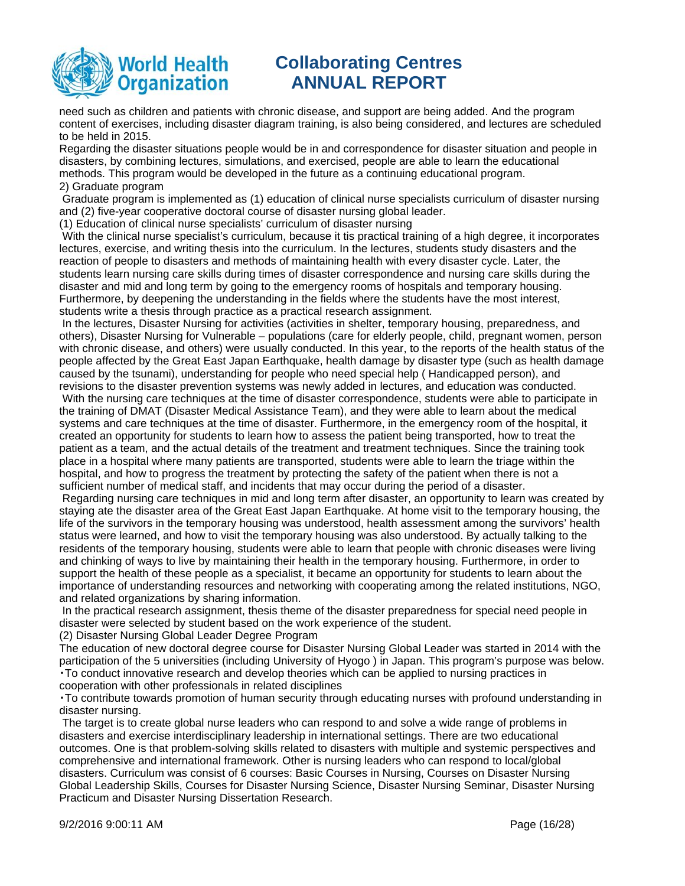need such as children and patients with chronic disease, and support are being added. And the program content of exercises, including disaster diagram training, is also being considered, and lectures are scheduled to be held in 2015.
Regarding the disaster situations people would be in and correspondence for disaster situation and people in disasters, by combining lectures, simulations, and exercised, people are able to learn the educational methods. This program would be developed in the future as a continuing educational program.
2) Graduate program
Graduate program is implemented as (1) education of clinical nurse specialists curriculum of disaster nursing and (2) five-year cooperative doctoral course of disaster nursing global leader.
(1) Education of clinical nurse specialists' curriculum of disaster nursing
With the clinical nurse specialist's curriculum, because it tis practical training of a high degree, it incorporates lectures, exercise, and writing thesis into the curriculum. In the lectures, students study disasters and the reaction of people to disasters and methods of maintaining health with every disaster cycle. Later, the students learn nursing care skills during times of disaster correspondence and nursing care skills during the disaster and mid and long term by going to the emergency rooms of hospitals and temporary housing. Furthermore, by deepening the understanding in the fields where the students have the most interest, students write a thesis through practice as a practical research assignment.
In the lectures, Disaster Nursing for activities (activities in shelter, temporary housing, preparedness, and others), Disaster Nursing for Vulnerable – populations (care for elderly people, child, pregnant women, person with chronic disease, and others) were usually conducted. In this year, to the reports of the health status of the people affected by the Great East Japan Earthquake, health damage by disaster type (such as health damage caused by the tsunami), understanding for people who need special help ( Handicapped person), and revisions to the disaster prevention systems was newly added in lectures, and education was conducted.
With the nursing care techniques at the time of disaster correspondence, students were able to participate in the training of DMAT (Disaster Medical Assistance Team), and they were able to learn about the medical systems and care techniques at the time of disaster. Furthermore, in the emergency room of the hospital, it created an opportunity for students to learn how to assess the patient being transported, how to treat the patient as a team, and the actual details of the treatment and treatment techniques. Since the training took place in a hospital where many patients are transported, students were able to learn the triage within the hospital, and how to progress the treatment by protecting the safety of the patient when there is not a sufficient number of medical staff, and incidents that may occur during the period of a disaster.
Regarding nursing care techniques in mid and long term after disaster, an opportunity to learn was created by staying ate the disaster area of the Great East Japan Earthquake. At home visit to the temporary housing, the life of the survivors in the temporary housing was understood, health assessment among the survivors' health status were learned, and how to visit the temporary housing was also understood. By actually talking to the residents of the temporary housing, students were able to learn that people with chronic diseases were living and chinking of ways to live by maintaining their health in the temporary housing. Furthermore, in order to support the health of these people as a specialist, it became an opportunity for students to learn about the importance of understanding resources and networking with cooperating among the related institutions, NGO, and related organizations by sharing information.
In the practical research assignment, thesis theme of the disaster preparedness for special need people in disaster were selected by student based on the work experience of the student.
(2) Disaster Nursing Global Leader Degree Program
The education of new doctoral degree course for Disaster Nursing Global Leader was started in 2014 with the participation of the 5 universities (including University of Hyogo ) in Japan. This program's purpose was below.
・To conduct innovative research and develop theories which can be applied to nursing practices in cooperation with other professionals in related disciplines
・To contribute towards promotion of human security through educating nurses with profound understanding in disaster nursing.
The target is to create global nurse leaders who can respond to and solve a wide range of problems in disasters and exercise interdisciplinary leadership in international settings. There are two educational outcomes. One is that problem-solving skills related to disasters with multiple and systemic perspectives and comprehensive and international framework. Other is nursing leaders who can respond to local/global disasters. Curriculum was consist of 6 courses: Basic Courses in Nursing, Courses on Disaster Nursing Global Leadership Skills, Courses for Disaster Nursing Science, Disaster Nursing Seminar, Disaster Nursing Practicum and Disaster Nursing Dissertation Research.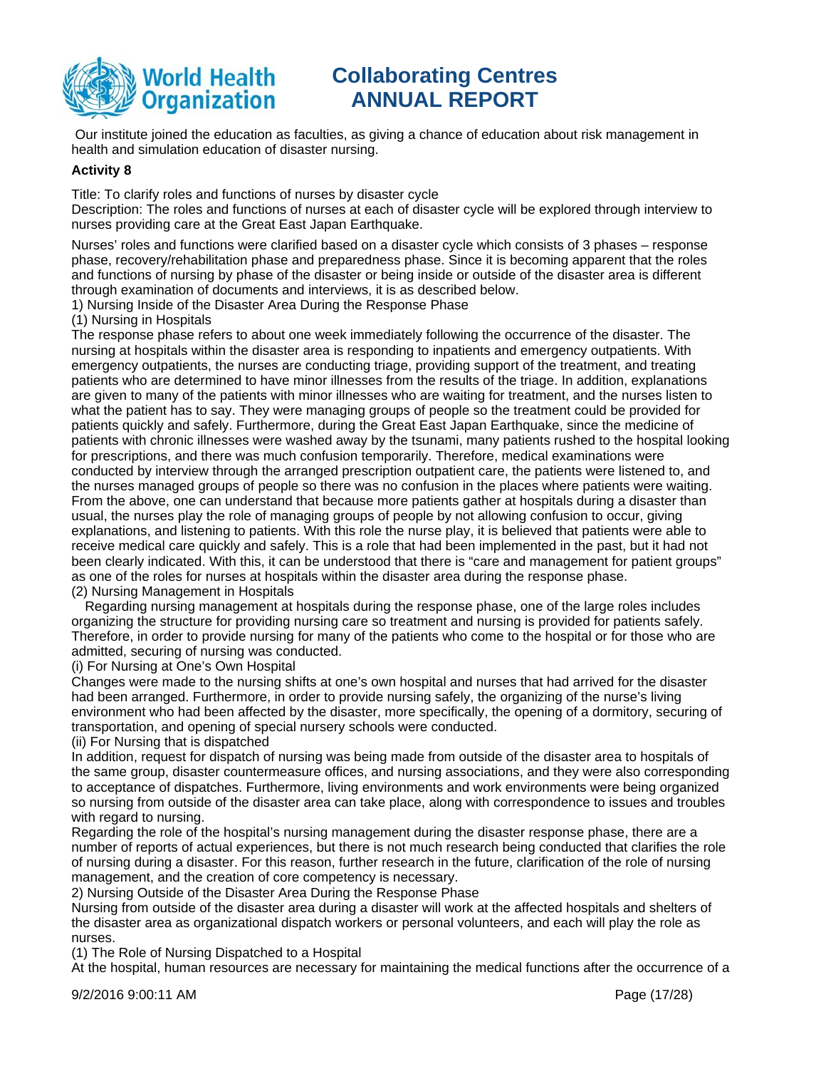Our institute joined the education as faculties, as giving a chance of education about risk management in health and simulation education of disaster nursing.

**Activity 8**

Title: To clarify roles and functions of nurses by disaster cycle
Description: The roles and functions of nurses at each of disaster cycle will be explored through interview to nurses providing care at the Great East Japan Earthquake.

Nurses' roles and functions were clarified based on a disaster cycle which consists of 3 phases – response phase, recovery/rehabilitation phase and preparedness phase. Since it is becoming apparent that the roles and functions of nursing by phase of the disaster or being inside or outside of the disaster area is different through examination of documents and interviews, it is as described below.

1) Nursing Inside of the Disaster Area During the Response Phase

(1) Nursing in Hospitals

The response phase refers to about one week immediately following the occurrence of the disaster. The nursing at hospitals within the disaster area is responding to inpatients and emergency outpatients. With emergency outpatients, the nurses are conducting triage, providing support of the treatment, and treating patients who are determined to have minor illnesses from the results of the triage. In addition, explanations are given to many of the patients with minor illnesses who are waiting for treatment, and the nurses listen to what the patient has to say. They were managing groups of people so the treatment could be provided for patients quickly and safely. Furthermore, during the Great East Japan Earthquake, since the medicine of patients with chronic illnesses were washed away by the tsunami, many patients rushed to the hospital looking for prescriptions, and there was much confusion temporarily. Therefore, medical examinations were conducted by interview through the arranged prescription outpatient care, the patients were listened to, and the nurses managed groups of people so there was no confusion in the places where patients were waiting. From the above, one can understand that because more patients gather at hospitals during a disaster than usual, the nurses play the role of managing groups of people by not allowing confusion to occur, giving explanations, and listening to patients. With this role the nurse play, it is believed that patients were able to receive medical care quickly and safely. This is a role that had been implemented in the past, but it had not been clearly indicated. With this, it can be understood that there is "care and management for patient groups" as one of the roles for nurses at hospitals within the disaster area during the response phase.

(2) Nursing Management in Hospitals

Regarding nursing management at hospitals during the response phase, one of the large roles includes organizing the structure for providing nursing care so treatment and nursing is provided for patients safely. Therefore, in order to provide nursing for many of the patients who come to the hospital or for those who are admitted, securing of nursing was conducted.

(i) For Nursing at One's Own Hospital

Changes were made to the nursing shifts at one's own hospital and nurses that had arrived for the disaster had been arranged. Furthermore, in order to provide nursing safely, the organizing of the nurse's living environment who had been affected by the disaster, more specifically, the opening of a dormitory, securing of transportation, and opening of special nursery schools were conducted.

(ii) For Nursing that is dispatched

In addition, request for dispatch of nursing was being made from outside of the disaster area to hospitals of the same group, disaster countermeasure offices, and nursing associations, and they were also corresponding to acceptance of dispatches. Furthermore, living environments and work environments were being organized so nursing from outside of the disaster area can take place, along with correspondence to issues and troubles with regard to nursing.

Regarding the role of the hospital's nursing management during the disaster response phase, there are a number of reports of actual experiences, but there is not much research being conducted that clarifies the role of nursing during a disaster. For this reason, further research in the future, clarification of the role of nursing management, and the creation of core competency is necessary.

2) Nursing Outside of the Disaster Area During the Response Phase

Nursing from outside of the disaster area during a disaster will work at the affected hospitals and shelters of the disaster area as organizational dispatch workers or personal volunteers, and each will play the role as nurses.

(1) The Role of Nursing Dispatched to a Hospital

At the hospital, human resources are necessary for maintaining the medical functions after the occurrence of a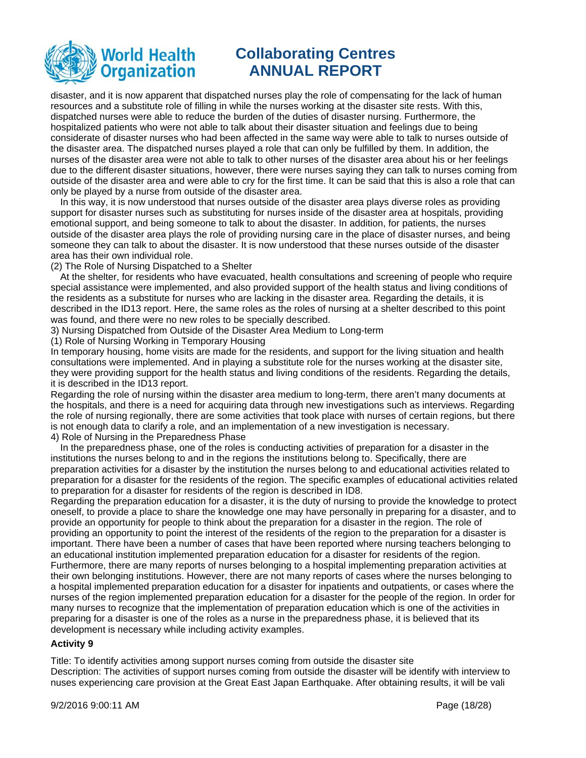disaster, and it is now apparent that dispatched nurses play the role of compensating for the lack of human resources and a substitute role of filling in while the nurses working at the disaster site rests. With this, dispatched nurses were able to reduce the burden of the duties of disaster nursing. Furthermore, the hospitalized patients who were not able to talk about their disaster situation and feelings due to being considerate of disaster nurses who had been affected in the same way were able to talk to nurses outside of the disaster area. The dispatched nurses played a role that can only be fulfilled by them. In addition, the nurses of the disaster area were not able to talk to other nurses of the disaster area about his or her feelings due to the different disaster situations, however, there were nurses saying they can talk to nurses coming from outside of the disaster area and were able to cry for the first time. It can be said that this is also a role that can only be played by a nurse from outside of the disaster area.

In this way, it is now understood that nurses outside of the disaster area plays diverse roles as providing support for disaster nurses such as substituting for nurses inside of the disaster area at hospitals, providing emotional support, and being someone to talk to about the disaster. In addition, for patients, the nurses outside of the disaster area plays the role of providing nursing care in the place of disaster nurses, and being someone they can talk to about the disaster. It is now understood that these nurses outside of the disaster area has their own individual role.

(2) The Role of Nursing Dispatched to a Shelter

At the shelter, for residents who have evacuated, health consultations and screening of people who require special assistance were implemented, and also provided support of the health status and living conditions of the residents as a substitute for nurses who are lacking in the disaster area. Regarding the details, it is described in the ID13 report. Here, the same roles as the roles of nursing at a shelter described to this point was found, and there were no new roles to be specially described.

3) Nursing Dispatched from Outside of the Disaster Area Medium to Long-term

(1) Role of Nursing Working in Temporary Housing

In temporary housing, home visits are made for the residents, and support for the living situation and health consultations were implemented. And in playing a substitute role for the nurses working at the disaster site, they were providing support for the health status and living conditions of the residents. Regarding the details, it is described in the ID13 report.

Regarding the role of nursing within the disaster area medium to long-term, there aren't many documents at the hospitals, and there is a need for acquiring data through new investigations such as interviews. Regarding the role of nursing regionally, there are some activities that took place with nurses of certain regions, but there is not enough data to clarify a role, and an implementation of a new investigation is necessary.

4) Role of Nursing in the Preparedness Phase

In the preparedness phase, one of the roles is conducting activities of preparation for a disaster in the institutions the nurses belong to and in the regions the institutions belong to. Specifically, there are preparation activities for a disaster by the institution the nurses belong to and educational activities related to preparation for a disaster for the residents of the region. The specific examples of educational activities related to preparation for a disaster for residents of the region is described in ID8.

Regarding the preparation education for a disaster, it is the duty of nursing to provide the knowledge to protect oneself, to provide a place to share the knowledge one may have personally in preparing for a disaster, and to provide an opportunity for people to think about the preparation for a disaster in the region. The role of providing an opportunity to point the interest of the residents of the region to the preparation for a disaster is important. There have been a number of cases that have been reported where nursing teachers belonging to an educational institution implemented preparation education for a disaster for residents of the region. Furthermore, there are many reports of nurses belonging to a hospital implementing preparation activities at their own belonging institutions. However, there are not many reports of cases where the nurses belonging to a hospital implemented preparation education for a disaster for inpatients and outpatients, or cases where the nurses of the region implemented preparation education for a disaster for the people of the region. In order for many nurses to recognize that the implementation of preparation education which is one of the activities in preparing for a disaster is one of the roles as a nurse in the preparedness phase, it is believed that its development is necessary while including activity examples.

**Activity 9**

Title: To identify activities among support nurses coming from outside the disaster site

Description: The activities of support nurses coming from outside the disaster will be identify with interview to nuses experiencing care provision at the Great East Japan Earthquake. After obtaining results, it will be vali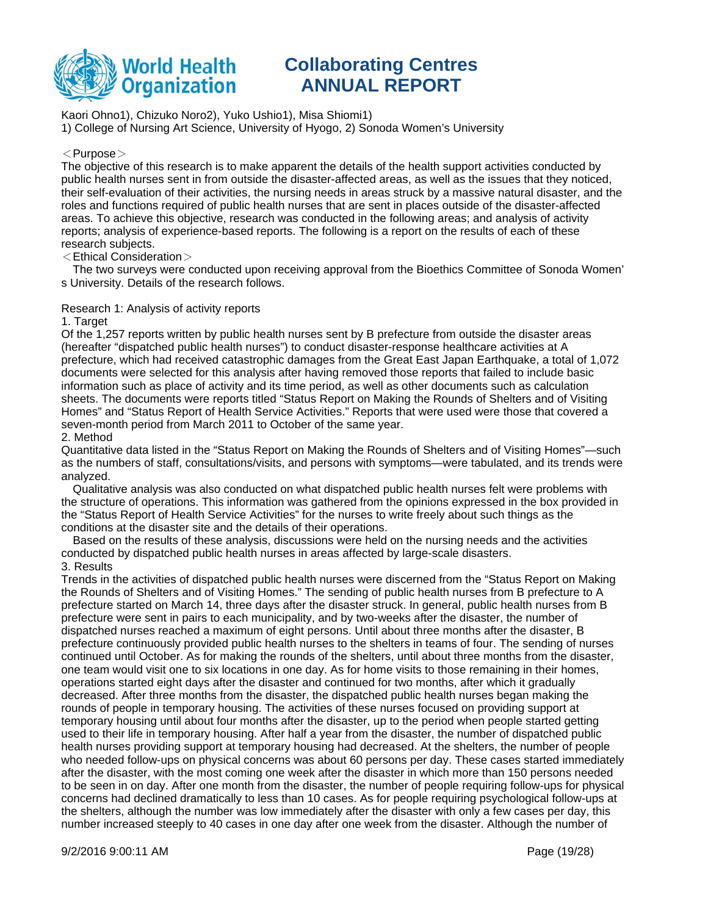Kaori Ohno1), Chizuko Noro2), Yuko Ushio1), Misa Shiomi1)
1) College of Nursing Art Science, University of Hyogo, 2) Sonoda Women's University

＜Purpose＞
The objective of this research is to make apparent the details of the health support activities conducted by public health nurses sent in from outside the disaster-affected areas, as well as the issues that they noticed, their self-evaluation of their activities, the nursing needs in areas struck by a massive natural disaster, and the roles and functions required of public health nurses that are sent in places outside of the disaster-affected areas. To achieve this objective, research was conducted in the following areas; and analysis of activity reports; analysis of experience-based reports. The following is a report on the results of each of these research subjects.

＜Ethical Consideration＞
The two surveys were conducted upon receiving approval from the Bioethics Committee of Sonoda Women's University. Details of the research follows.

Research 1: Analysis of activity reports

1. Target

Of the 1,257 reports written by public health nurses sent by B prefecture from outside the disaster areas (hereafter "dispatched public health nurses") to conduct disaster-response healthcare activities at A prefecture, which had received catastrophic damages from the Great East Japan Earthquake, a total of 1,072 documents were selected for this analysis after having removed those reports that failed to include basic information such as place of activity and its time period, as well as other documents such as calculation sheets. The documents were reports titled "Status Report on Making the Rounds of Shelters and of Visiting Homes" and "Status Report of Health Service Activities." Reports that were used were those that covered a seven-month period from March 2011 to October of the same year.

2. Method

Quantitative data listed in the "Status Report on Making the Rounds of Shelters and of Visiting Homes"—such as the numbers of staff, consultations/visits, and persons with symptoms—were tabulated, and its trends were analyzed.

Qualitative analysis was also conducted on what dispatched public health nurses felt were problems with the structure of operations. This information was gathered from the opinions expressed in the box provided in the "Status Report of Health Service Activities" for the nurses to write freely about such things as the conditions at the disaster site and the details of their operations.

Based on the results of these analysis, discussions were held on the nursing needs and the activities conducted by dispatched public health nurses in areas affected by large-scale disasters.

3. Results

Trends in the activities of dispatched public health nurses were discerned from the "Status Report on Making the Rounds of Shelters and of Visiting Homes." The sending of public health nurses from B prefecture to A prefecture started on March 14, three days after the disaster struck. In general, public health nurses from B prefecture were sent in pairs to each municipality, and by two-weeks after the disaster, the number of dispatched nurses reached a maximum of eight persons. Until about three months after the disaster, B prefecture continuously provided public health nurses to the shelters in teams of four. The sending of nurses continued until October. As for making the rounds of the shelters, until about three months from the disaster, one team would visit one to six locations in one day. As for home visits to those remaining in their homes, operations started eight days after the disaster and continued for two months, after which it gradually decreased. After three months from the disaster, the dispatched public health nurses began making the rounds of people in temporary housing. The activities of these nurses focused on providing support at temporary housing until about four months after the disaster, up to the period when people started getting used to their life in temporary housing. After half a year from the disaster, the number of dispatched public health nurses providing support at temporary housing had decreased. At the shelters, the number of people who needed follow-ups on physical concerns was about 60 persons per day. These cases started immediately after the disaster, with the most coming one week after the disaster in which more than 150 persons needed to be seen in on day. After one month from the disaster, the number of people requiring follow-ups for physical concerns had declined dramatically to less than 10 cases. As for people requiring psychological follow-ups at the shelters, although the number was low immediately after the disaster with only a few cases per day, this number increased steeply to 40 cases in one day after one week from the disaster. Although the number of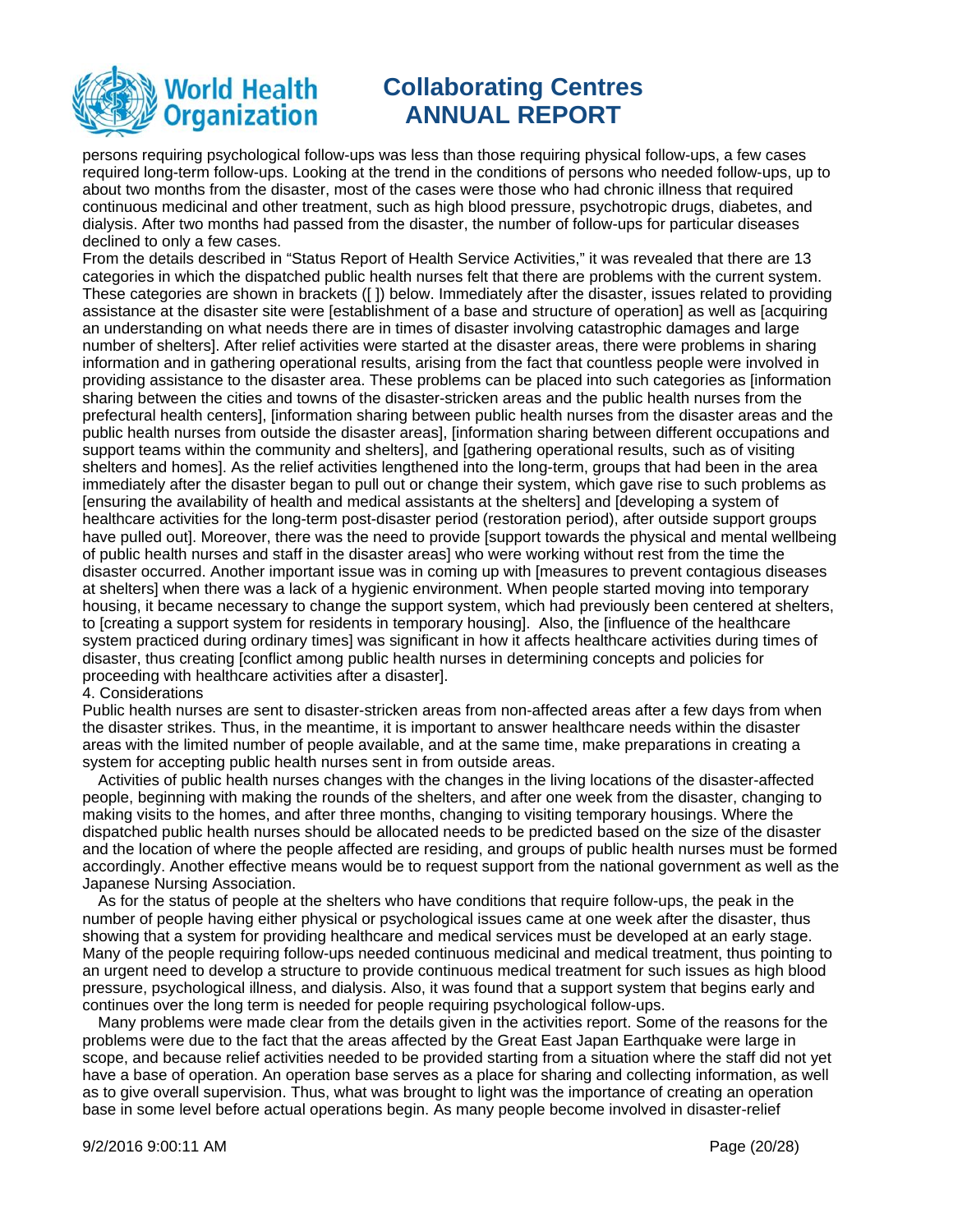persons requiring psychological follow-ups was less than those requiring physical follow-ups, a few cases required long-term follow-ups. Looking at the trend in the conditions of persons who needed follow-ups, up to about two months from the disaster, most of the cases were those who had chronic illness that required continuous medicinal and other treatment, such as high blood pressure, psychotropic drugs, diabetes, and dialysis. After two months had passed from the disaster, the number of follow-ups for particular diseases declined to only a few cases.

From the details described in "Status Report of Health Service Activities," it was revealed that there are 13 categories in which the dispatched public health nurses felt that there are problems with the current system. These categories are shown in brackets ([ ]) below. Immediately after the disaster, issues related to providing assistance at the disaster site were [establishment of a base and structure of operation] as well as [acquiring an understanding on what needs there are in times of disaster involving catastrophic damages and large number of shelters]. After relief activities were started at the disaster areas, there were problems in sharing information and in gathering operational results, arising from the fact that countless people were involved in providing assistance to the disaster area. These problems can be placed into such categories as [information sharing between the cities and towns of the disaster-stricken areas and the public health nurses from the prefectural health centers], [information sharing between public health nurses from the disaster areas and the public health nurses from outside the disaster areas], [information sharing between different occupations and support teams within the community and shelters], and [gathering operational results, such as of visiting shelters and homes]. As the relief activities lengthened into the long-term, groups that had been in the area immediately after the disaster began to pull out or change their system, which gave rise to such problems as [ensuring the availability of health and medical assistants at the shelters] and [developing a system of healthcare activities for the long-term post-disaster period (restoration period), after outside support groups have pulled out]. Moreover, there was the need to provide [support towards the physical and mental wellbeing of public health nurses and staff in the disaster areas] who were working without rest from the time the disaster occurred. Another important issue was in coming up with [measures to prevent contagious diseases at shelters] when there was a lack of a hygienic environment. When people started moving into temporary housing, it became necessary to change the support system, which had previously been centered at shelters, to [creating a support system for residents in temporary housing]. Also, the [influence of the healthcare system practiced during ordinary times] was significant in how it affects healthcare activities during times of disaster, thus creating [conflict among public health nurses in determining concepts and policies for proceeding with healthcare activities after a disaster].

4. Considerations

Public health nurses are sent to disaster-stricken areas from non-affected areas after a few days from when the disaster strikes. Thus, in the meantime, it is important to answer healthcare needs within the disaster areas with the limited number of people available, and at the same time, make preparations in creating a system for accepting public health nurses sent in from outside areas.

Activities of public health nurses changes with the changes in the living locations of the disaster-affected people, beginning with making the rounds of the shelters, and after one week from the disaster, changing to making visits to the homes, and after three months, changing to visiting temporary housings. Where the dispatched public health nurses should be allocated needs to be predicted based on the size of the disaster and the location of where the people affected are residing, and groups of public health nurses must be formed accordingly. Another effective means would be to request support from the national government as well as the Japanese Nursing Association.

As for the status of people at the shelters who have conditions that require follow-ups, the peak in the number of people having either physical or psychological issues came at one week after the disaster, thus showing that a system for providing healthcare and medical services must be developed at an early stage. Many of the people requiring follow-ups needed continuous medicinal and medical treatment, thus pointing to an urgent need to develop a structure to provide continuous medical treatment for such issues as high blood pressure, psychological illness, and dialysis. Also, it was found that a support system that begins early and continues over the long term is needed for people requiring psychological follow-ups.

Many problems were made clear from the details given in the activities report. Some of the reasons for the problems were due to the fact that the areas affected by the Great East Japan Earthquake were large in scope, and because relief activities needed to be provided starting from a situation where the staff did not yet have a base of operation. An operation base serves as a place for sharing and collecting information, as well as to give overall supervision. Thus, what was brought to light was the importance of creating an operation base in some level before actual operations begin. As many people become involved in disaster-relief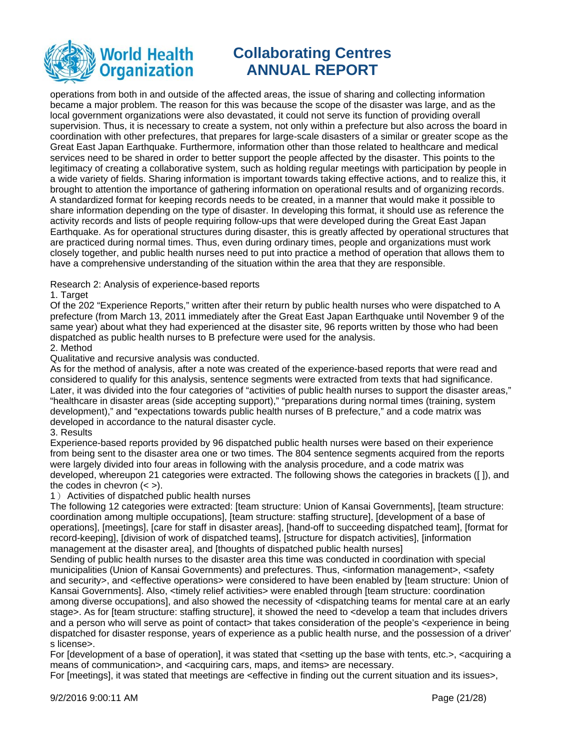operations from both in and outside of the affected areas, the issue of sharing and collecting information became a major problem. The reason for this was because the scope of the disaster was large, and as the local government organizations were also devastated, it could not serve its function of providing overall supervision. Thus, it is necessary to create a system, not only within a prefecture but also across the board in coordination with other prefectures, that prepares for large-scale disasters of a similar or greater scope as the Great East Japan Earthquake. Furthermore, information other than those related to healthcare and medical services need to be shared in order to better support the people affected by the disaster. This points to the legitimacy of creating a collaborative system, such as holding regular meetings with participation by people in a wide variety of fields. Sharing information is important towards taking effective actions, and to realize this, it brought to attention the importance of gathering information on operational results and of organizing records. A standardized format for keeping records needs to be created, in a manner that would make it possible to share information depending on the type of disaster. In developing this format, it should use as reference the activity records and lists of people requiring follow-ups that were developed during the Great East Japan Earthquake. As for operational structures during disaster, this is greatly affected by operational structures that are practiced during normal times. Thus, even during ordinary times, people and organizations must work closely together, and public health nurses need to put into practice a method of operation that allows them to have a comprehensive understanding of the situation within the area that they are responsible.

Research 2: Analysis of experience-based reports

1. Target

Of the 202 "Experience Reports," written after their return by public health nurses who were dispatched to A prefecture (from March 13, 2011 immediately after the Great East Japan Earthquake until November 9 of the same year) about what they had experienced at the disaster site, 96 reports written by those who had been dispatched as public health nurses to B prefecture were used for the analysis.

2. Method

Qualitative and recursive analysis was conducted.

As for the method of analysis, after a note was created of the experience-based reports that were read and considered to qualify for this analysis, sentence segments were extracted from texts that had significance. Later, it was divided into the four categories of "activities of public health nurses to support the disaster areas," "healthcare in disaster areas (side accepting support)," "preparations during normal times (training, system development)," and "expectations towards public health nurses of B prefecture," and a code matrix was developed in accordance to the natural disaster cycle.

3. Results

Experience-based reports provided by 96 dispatched public health nurses were based on their experience from being sent to the disaster area one or two times. The 804 sentence segments acquired from the reports were largely divided into four areas in following with the analysis procedure, and a code matrix was developed, whereupon 21 categories were extracted. The following shows the categories in brackets ([ ]), and the codes in chevron (< >).

1） Activities of dispatched public health nurses

The following 12 categories were extracted: [team structure: Union of Kansai Governments], [team structure: coordination among multiple occupations], [team structure: staffing structure], [development of a base of operations], [meetings], [care for staff in disaster areas], [hand-off to succeeding dispatched team], [format for record-keeping], [division of work of dispatched teams], [structure for dispatch activities], [information management at the disaster area], and [thoughts of dispatched public health nurses]

Sending of public health nurses to the disaster area this time was conducted in coordination with special municipalities (Union of Kansai Governments) and prefectures. Thus, <information management>, <safety and security>, and <effective operations> were considered to have been enabled by [team structure: Union of Kansai Governments]. Also, <timely relief activities> were enabled through [team structure: coordination among diverse occupations], and also showed the necessity of <dispatching teams for mental care at an early stage>. As for [team structure: staffing structure], it showed the need to <develop a team that includes drivers and a person who will serve as point of contact> that takes consideration of the people's <experience in being dispatched for disaster response, years of experience as a public health nurse, and the possession of a driver's license>.

For [development of a base of operation], it was stated that <setting up the base with tents, etc.>, <acquiring a means of communication>, and <acquiring cars, maps, and items> are necessary.

For [meetings], it was stated that meetings are <effective in finding out the current situation and its issues>,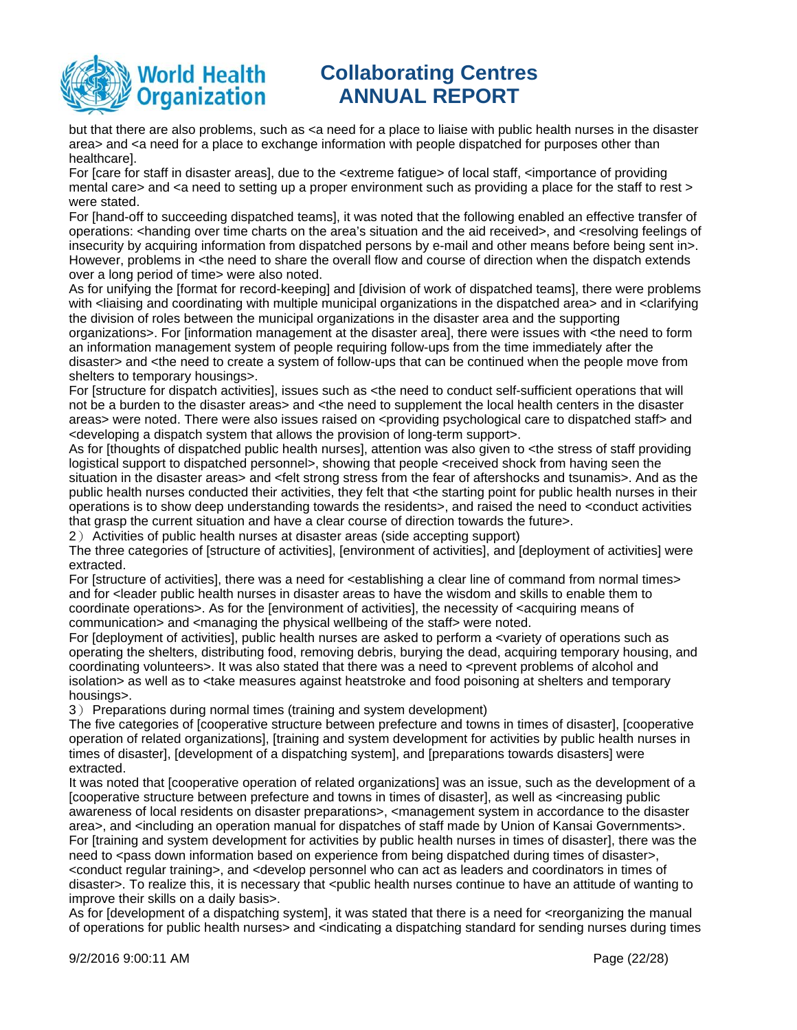but that there are also problems, such as <a need for a place to liaise with public health nurses in the disaster area> and <a need for a place to exchange information with people dispatched for purposes other than healthcare].

For [care for staff in disaster areas], due to the <extreme fatigue> of local staff, <importance of providing mental care> and <a need to setting up a proper environment such as providing a place for the staff to rest > were stated.

For [hand-off to succeeding dispatched teams], it was noted that the following enabled an effective transfer of operations: <handing over time charts on the area's situation and the aid received>, and <resolving feelings of insecurity by acquiring information from dispatched persons by e-mail and other means before being sent in>. However, problems in <the need to share the overall flow and course of direction when the dispatch extends over a long period of time> were also noted.

As for unifying the [format for record-keeping] and [division of work of dispatched teams], there were problems with <liaising and coordinating with multiple municipal organizations in the dispatched area> and in <clarifying the division of roles between the municipal organizations in the disaster area and the supporting organizations>. For [information management at the disaster area], there were issues with <the need to form an information management system of people requiring follow-ups from the time immediately after the disaster> and <the need to create a system of follow-ups that can be continued when the people move from shelters to temporary housings>.

For [structure for dispatch activities], issues such as <the need to conduct self-sufficient operations that will not be a burden to the disaster areas> and <the need to supplement the local health centers in the disaster areas> were noted. There were also issues raised on <providing psychological care to dispatched staff> and <developing a dispatch system that allows the provision of long-term support>.

As for [thoughts of dispatched public health nurses], attention was also given to <the stress of staff providing logistical support to dispatched personnel>, showing that people <received shock from having seen the situation in the disaster areas> and <felt strong stress from the fear of aftershocks and tsunamis>. And as the public health nurses conducted their activities, they felt that <the starting point for public health nurses in their operations is to show deep understanding towards the residents>, and raised the need to <conduct activities that grasp the current situation and have a clear course of direction towards the future>.

2） Activities of public health nurses at disaster areas (side accepting support)

The three categories of [structure of activities], [environment of activities], and [deployment of activities] were extracted.

For [structure of activities], there was a need for <establishing a clear line of command from normal times> and for <leader public health nurses in disaster areas to have the wisdom and skills to enable them to coordinate operations>. As for the [environment of activities], the necessity of <acquiring means of communication> and <managing the physical wellbeing of the staff> were noted.

For [deployment of activities], public health nurses are asked to perform a <variety of operations such as operating the shelters, distributing food, removing debris, burying the dead, acquiring temporary housing, and coordinating volunteers>. It was also stated that there was a need to <prevent problems of alcohol and isolation> as well as to <take measures against heatstroke and food poisoning at shelters and temporary housings>.

3） Preparations during normal times (training and system development)

The five categories of [cooperative structure between prefecture and towns in times of disaster], [cooperative operation of related organizations], [training and system development for activities by public health nurses in times of disaster], [development of a dispatching system], and [preparations towards disasters] were extracted.

It was noted that [cooperative operation of related organizations] was an issue, such as the development of a [cooperative structure between prefecture and towns in times of disaster], as well as <increasing public awareness of local residents on disaster preparations>, <management system in accordance to the disaster area>, and <including an operation manual for dispatches of staff made by Union of Kansai Governments>. For [training and system development for activities by public health nurses in times of disaster], there was the need to <pass down information based on experience from being dispatched during times of disaster>, <conduct regular training>, and <develop personnel who can act as leaders and coordinators in times of disaster>. To realize this, it is necessary that <public health nurses continue to have an attitude of wanting to improve their skills on a daily basis>.

As for [development of a dispatching system], it was stated that there is a need for <reorganizing the manual of operations for public health nurses> and <indicating a dispatching standard for sending nurses during times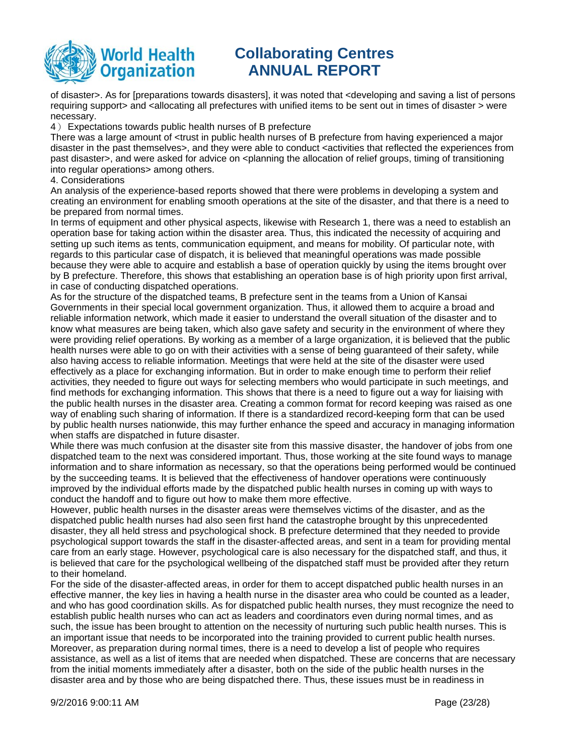of disaster>. As for [preparations towards disasters], it was noted that <developing and saving a list of persons requiring support> and <allocating all prefectures with unified items to be sent out in times of disaster > were necessary.

4）Expectations towards public health nurses of B prefecture

There was a large amount of <trust in public health nurses of B prefecture from having experienced a major disaster in the past themselves>, and they were able to conduct <activities that reflected the experiences from past disaster>, and were asked for advice on <planning the allocation of relief groups, timing of transitioning into regular operations> among others.

4. Considerations

An analysis of the experience-based reports showed that there were problems in developing a system and creating an environment for enabling smooth operations at the site of the disaster, and that there is a need to be prepared from normal times.

In terms of equipment and other physical aspects, likewise with Research 1, there was a need to establish an operation base for taking action within the disaster area. Thus, this indicated the necessity of acquiring and setting up such items as tents, communication equipment, and means for mobility. Of particular note, with regards to this particular case of dispatch, it is believed that meaningful operations was made possible because they were able to acquire and establish a base of operation quickly by using the items brought over by B prefecture. Therefore, this shows that establishing an operation base is of high priority upon first arrival, in case of conducting dispatched operations.

As for the structure of the dispatched teams, B prefecture sent in the teams from a Union of Kansai Governments in their special local government organization. Thus, it allowed them to acquire a broad and reliable information network, which made it easier to understand the overall situation of the disaster and to know what measures are being taken, which also gave safety and security in the environment of where they were providing relief operations. By working as a member of a large organization, it is believed that the public health nurses were able to go on with their activities with a sense of being guaranteed of their safety, while also having access to reliable information. Meetings that were held at the site of the disaster were used effectively as a place for exchanging information. But in order to make enough time to perform their relief activities, they needed to figure out ways for selecting members who would participate in such meetings, and find methods for exchanging information. This shows that there is a need to figure out a way for liaising with the public health nurses in the disaster area. Creating a common format for record keeping was raised as one way of enabling such sharing of information. If there is a standardized record-keeping form that can be used by public health nurses nationwide, this may further enhance the speed and accuracy in managing information when staffs are dispatched in future disaster.

While there was much confusion at the disaster site from this massive disaster, the handover of jobs from one dispatched team to the next was considered important. Thus, those working at the site found ways to manage information and to share information as necessary, so that the operations being performed would be continued by the succeeding teams. It is believed that the effectiveness of handover operations were continuously improved by the individual efforts made by the dispatched public health nurses in coming up with ways to conduct the handoff and to figure out how to make them more effective.

However, public health nurses in the disaster areas were themselves victims of the disaster, and as the dispatched public health nurses had also seen first hand the catastrophe brought by this unprecedented disaster, they all held stress and psychological shock. B prefecture determined that they needed to provide psychological support towards the staff in the disaster-affected areas, and sent in a team for providing mental care from an early stage. However, psychological care is also necessary for the dispatched staff, and thus, it is believed that care for the psychological wellbeing of the dispatched staff must be provided after they return to their homeland.

For the side of the disaster-affected areas, in order for them to accept dispatched public health nurses in an effective manner, the key lies in having a health nurse in the disaster area who could be counted as a leader, and who has good coordination skills. As for dispatched public health nurses, they must recognize the need to establish public health nurses who can act as leaders and coordinators even during normal times, and as such, the issue has been brought to attention on the necessity of nurturing such public health nurses. This is an important issue that needs to be incorporated into the training provided to current public health nurses. Moreover, as preparation during normal times, there is a need to develop a list of people who requires assistance, as well as a list of items that are needed when dispatched. These are concerns that are necessary from the initial moments immediately after a disaster, both on the side of the public health nurses in the disaster area and by those who are being dispatched there. Thus, these issues must be in readiness in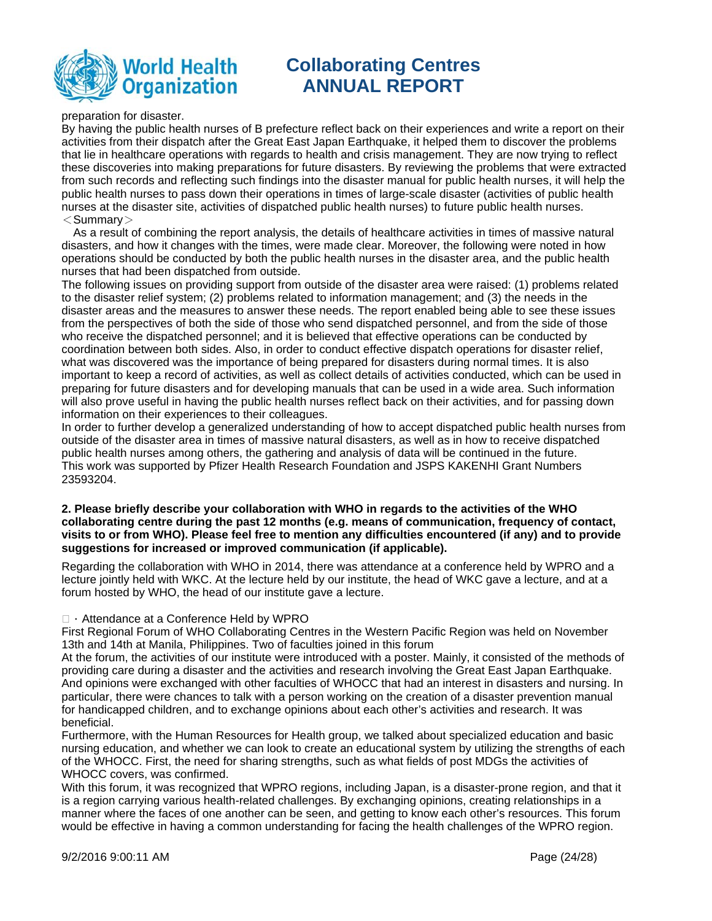preparation for disaster.
By having the public health nurses of B prefecture reflect back on their experiences and write a report on their activities from their dispatch after the Great East Japan Earthquake, it helped them to discover the problems that lie in healthcare operations with regards to health and crisis management. They are now trying to reflect these discoveries into making preparations for future disasters. By reviewing the problems that were extracted from such records and reflecting such findings into the disaster manual for public health nurses, it will help the public health nurses to pass down their operations in times of large-scale disaster (activities of public health nurses at the disaster site, activities of dispatched public health nurses) to future public health nurses.
＜Summary＞
As a result of combining the report analysis, the details of healthcare activities in times of massive natural disasters, and how it changes with the times, were made clear. Moreover, the following were noted in how operations should be conducted by both the public health nurses in the disaster area, and the public health nurses that had been dispatched from outside.
The following issues on providing support from outside of the disaster area were raised: (1) problems related to the disaster relief system; (2) problems related to information management; and (3) the needs in the disaster areas and the measures to answer these needs. The report enabled being able to see these issues from the perspectives of both the side of those who send dispatched personnel, and from the side of those who receive the dispatched personnel; and it is believed that effective operations can be conducted by coordination between both sides. Also, in order to conduct effective dispatch operations for disaster relief, what was discovered was the importance of being prepared for disasters during normal times. It is also important to keep a record of activities, as well as collect details of activities conducted, which can be used in preparing for future disasters and for developing manuals that can be used in a wide area. Such information will also prove useful in having the public health nurses reflect back on their activities, and for passing down information on their experiences to their colleagues.
In order to further develop a generalized understanding of how to accept dispatched public health nurses from outside of the disaster area in times of massive natural disasters, as well as in how to receive dispatched public health nurses among others, the gathering and analysis of data will be continued in the future.
This work was supported by Pfizer Health Research Foundation and JSPS KAKENHI Grant Numbers 23593204.

**2. Please briefly describe your collaboration with WHO in regards to the activities of the WHO collaborating centre during the past 12 months (e.g. means of communication, frequency of contact, visits to or from WHO). Please feel free to mention any difficulties encountered (if any) and to provide suggestions for increased or improved communication (if applicable).**

Regarding the collaboration with WHO in 2014, there was attendance at a conference held by WPRO and a lecture jointly held with WKC. At the lecture held by our institute, the head of WKC gave a lecture, and at a forum hosted by WHO, the head of our institute gave a lecture.

□・Attendance at a Conference Held by WPRO
First Regional Forum of WHO Collaborating Centres in the Western Pacific Region was held on November 13th and 14th at Manila, Philippines. Two of faculties joined in this forum
At the forum, the activities of our institute were introduced with a poster. Mainly, it consisted of the methods of providing care during a disaster and the activities and research involving the Great East Japan Earthquake. And opinions were exchanged with other faculties of WHOCC that had an interest in disasters and nursing. In particular, there were chances to talk with a person working on the creation of a disaster prevention manual for handicapped children, and to exchange opinions about each other's activities and research. It was beneficial.
Furthermore, with the Human Resources for Health group, we talked about specialized education and basic nursing education, and whether we can look to create an educational system by utilizing the strengths of each of the WHOCC. First, the need for sharing strengths, such as what fields of post MDGs the activities of WHOCC covers, was confirmed.
With this forum, it was recognized that WPRO regions, including Japan, is a disaster-prone region, and that it is a region carrying various health-related challenges. By exchanging opinions, creating relationships in a manner where the faces of one another can be seen, and getting to know each other's resources. This forum would be effective in having a common understanding for facing the health challenges of the WPRO region.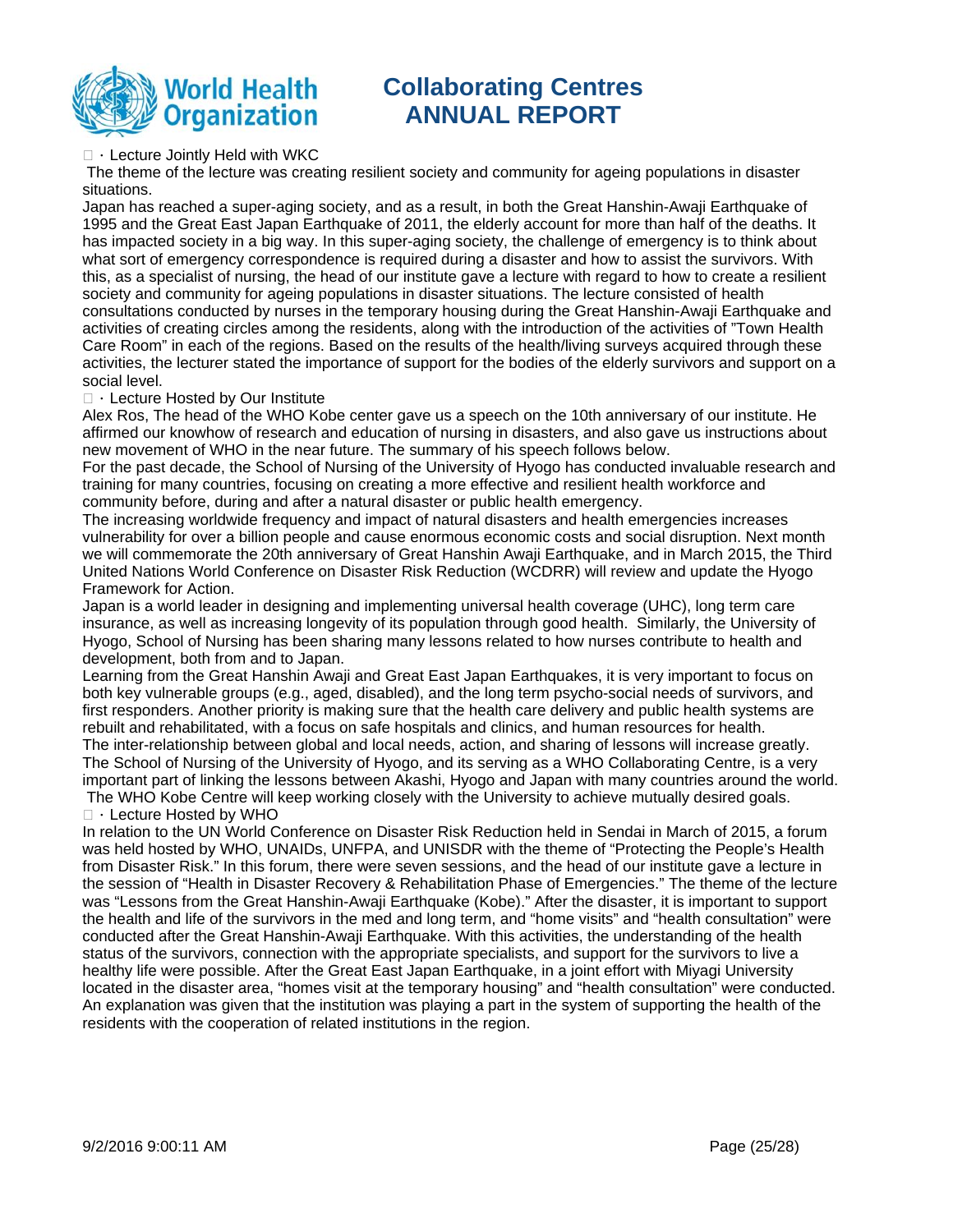□・Lecture Jointly Held with WKC

The theme of the lecture was creating resilient society and community for ageing populations in disaster situations.

Japan has reached a super-aging society, and as a result, in both the Great Hanshin-Awaji Earthquake of 1995 and the Great East Japan Earthquake of 2011, the elderly account for more than half of the deaths. It has impacted society in a big way. In this super-aging society, the challenge of emergency is to think about what sort of emergency correspondence is required during a disaster and how to assist the survivors. With this, as a specialist of nursing, the head of our institute gave a lecture with regard to how to create a resilient society and community for ageing populations in disaster situations. The lecture consisted of health consultations conducted by nurses in the temporary housing during the Great Hanshin-Awaji Earthquake and activities of creating circles among the residents, along with the introduction of the activities of "Town Health Care Room" in each of the regions. Based on the results of the health/living surveys acquired through these activities, the lecturer stated the importance of support for the bodies of the elderly survivors and support on a social level.

□・Lecture Hosted by Our Institute

Alex Ros, The head of the WHO Kobe center gave us a speech on the 10th anniversary of our institute. He affirmed our knowhow of research and education of nursing in disasters, and also gave us instructions about new movement of WHO in the near future. The summary of his speech follows below.

For the past decade, the School of Nursing of the University of Hyogo has conducted invaluable research and training for many countries, focusing on creating a more effective and resilient health workforce and community before, during and after a natural disaster or public health emergency.

The increasing worldwide frequency and impact of natural disasters and health emergencies increases vulnerability for over a billion people and cause enormous economic costs and social disruption. Next month we will commemorate the 20th anniversary of Great Hanshin Awaji Earthquake, and in March 2015, the Third United Nations World Conference on Disaster Risk Reduction (WCDRR) will review and update the Hyogo Framework for Action.

Japan is a world leader in designing and implementing universal health coverage (UHC), long term care insurance, as well as increasing longevity of its population through good health. Similarly, the University of Hyogo, School of Nursing has been sharing many lessons related to how nurses contribute to health and development, both from and to Japan.

Learning from the Great Hanshin Awaji and Great East Japan Earthquakes, it is very important to focus on both key vulnerable groups (e.g., aged, disabled), and the long term psycho-social needs of survivors, and first responders. Another priority is making sure that the health care delivery and public health systems are rebuilt and rehabilitated, with a focus on safe hospitals and clinics, and human resources for health.

The inter-relationship between global and local needs, action, and sharing of lessons will increase greatly. The School of Nursing of the University of Hyogo, and its serving as a WHO Collaborating Centre, is a very important part of linking the lessons between Akashi, Hyogo and Japan with many countries around the world.

The WHO Kobe Centre will keep working closely with the University to achieve mutually desired goals.

□・Lecture Hosted by WHO

In relation to the UN World Conference on Disaster Risk Reduction held in Sendai in March of 2015, a forum was held hosted by WHO, UNAIDs, UNFPA, and UNISDR with the theme of "Protecting the People's Health from Disaster Risk." In this forum, there were seven sessions, and the head of our institute gave a lecture in the session of "Health in Disaster Recovery & Rehabilitation Phase of Emergencies." The theme of the lecture was "Lessons from the Great Hanshin-Awaji Earthquake (Kobe)." After the disaster, it is important to support the health and life of the survivors in the med and long term, and "home visits" and "health consultation" were conducted after the Great Hanshin-Awaji Earthquake. With this activities, the understanding of the health status of the survivors, connection with the appropriate specialists, and support for the survivors to live a healthy life were possible. After the Great East Japan Earthquake, in a joint effort with Miyagi University located in the disaster area, "homes visit at the temporary housing" and "health consultation" were conducted. An explanation was given that the institution was playing a part in the system of supporting the health of the residents with the cooperation of related institutions in the region.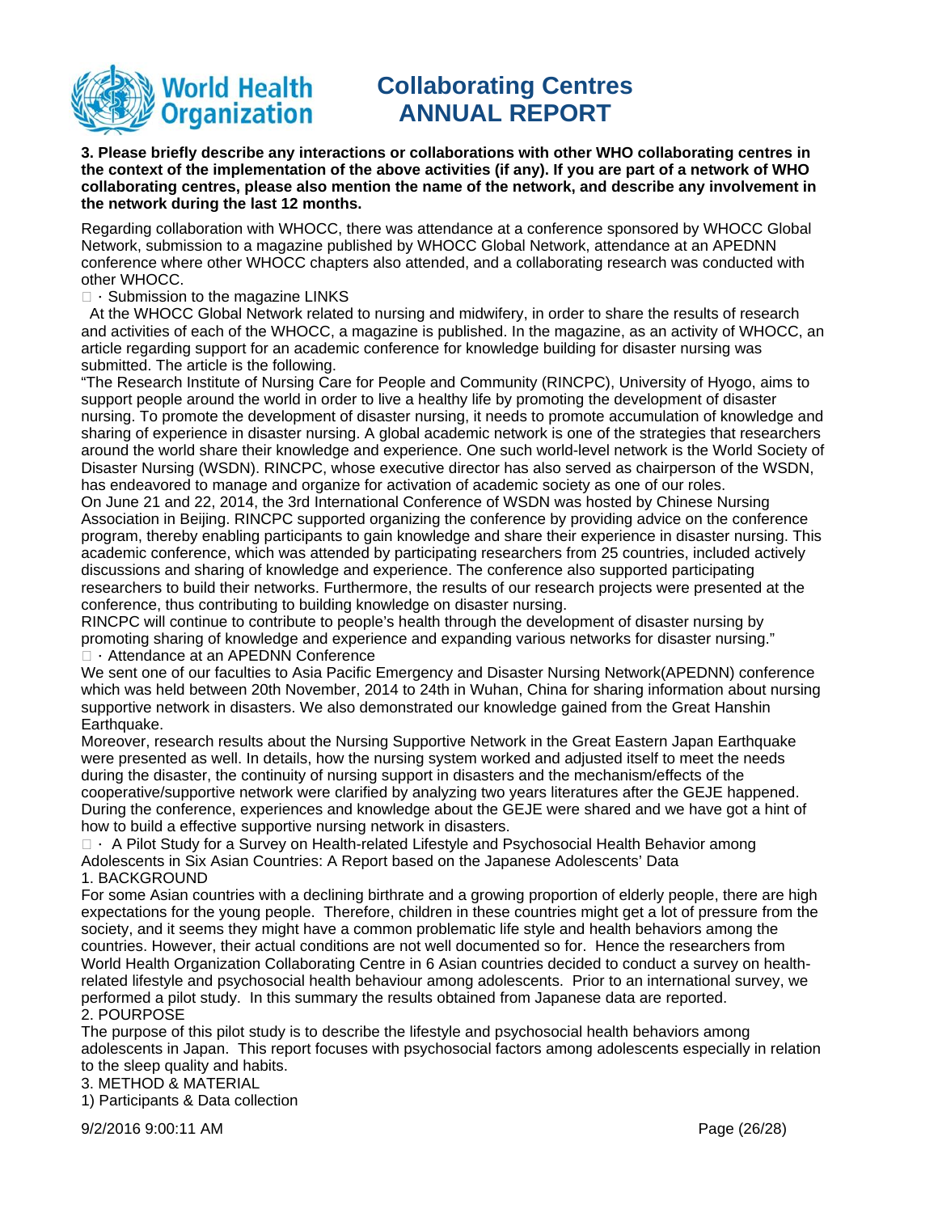**3. Please briefly describe any interactions or collaborations with other WHO collaborating centres in the context of the implementation of the above activities (if any). If you are part of a network of WHO collaborating centres, please also mention the name of the network, and describe any involvement in the network during the last 12 months.**

Regarding collaboration with WHOCC, there was attendance at a conference sponsored by WHOCC Global Network, submission to a magazine published by WHOCC Global Network, attendance at an APEDNN conference where other WHOCC chapters also attended, and a collaborating research was conducted with other WHOCC.

□・Submission to the magazine LINKS

At the WHOCC Global Network related to nursing and midwifery, in order to share the results of research and activities of each of the WHOCC, a magazine is published. In the magazine, as an activity of WHOCC, an article regarding support for an academic conference for knowledge building for disaster nursing was submitted. The article is the following.

"The Research Institute of Nursing Care for People and Community (RINCPC), University of Hyogo, aims to support people around the world in order to live a healthy life by promoting the development of disaster nursing. To promote the development of disaster nursing, it needs to promote accumulation of knowledge and sharing of experience in disaster nursing. A global academic network is one of the strategies that researchers around the world share their knowledge and experience. One such world-level network is the World Society of Disaster Nursing (WSDN). RINCPC, whose executive director has also served as chairperson of the WSDN, has endeavored to manage and organize for activation of academic society as one of our roles.

On June 21 and 22, 2014, the 3rd International Conference of WSDN was hosted by Chinese Nursing Association in Beijing. RINCPC supported organizing the conference by providing advice on the conference program, thereby enabling participants to gain knowledge and share their experience in disaster nursing. This academic conference, which was attended by participating researchers from 25 countries, included actively discussions and sharing of knowledge and experience. The conference also supported participating researchers to build their networks. Furthermore, the results of our research projects were presented at the conference, thus contributing to building knowledge on disaster nursing.

RINCPC will continue to contribute to people's health through the development of disaster nursing by promoting sharing of knowledge and experience and expanding various networks for disaster nursing."

□・Attendance at an APEDNN Conference

We sent one of our faculties to Asia Pacific Emergency and Disaster Nursing Network(APEDNN) conference which was held between 20th November, 2014 to 24th in Wuhan, China for sharing information about nursing supportive network in disasters. We also demonstrated our knowledge gained from the Great Hanshin Earthquake.

Moreover, research results about the Nursing Supportive Network in the Great Eastern Japan Earthquake were presented as well. In details, how the nursing system worked and adjusted itself to meet the needs during the disaster, the continuity of nursing support in disasters and the mechanism/effects of the cooperative/supportive network were clarified by analyzing two years literatures after the GEJE happened. During the conference, experiences and knowledge about the GEJE were shared and we have got a hint of how to build a effective supportive nursing network in disasters.

□・ A Pilot Study for a Survey on Health-related Lifestyle and Psychosocial Health Behavior among Adolescents in Six Asian Countries: A Report based on the Japanese Adolescents' Data

1. BACKGROUND

For some Asian countries with a declining birthrate and a growing proportion of elderly people, there are high expectations for the young people. Therefore, children in these countries might get a lot of pressure from the society, and it seems they might have a common problematic life style and health behaviors among the countries. However, their actual conditions are not well documented so for. Hence the researchers from World Health Organization Collaborating Centre in 6 Asian countries decided to conduct a survey on health-related lifestyle and psychosocial health behaviour among adolescents. Prior to an international survey, we performed a pilot study. In this summary the results obtained from Japanese data are reported.

2. POURPOSE

The purpose of this pilot study is to describe the lifestyle and psychosocial health behaviors among adolescents in Japan. This report focuses with psychosocial factors among adolescents especially in relation to the sleep quality and habits.

3. METHOD & MATERIAL

1) Participants & Data collection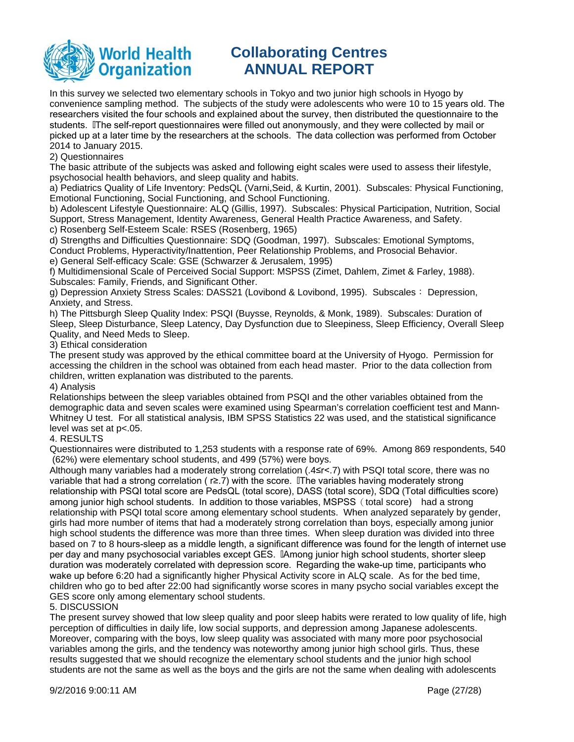In this survey we selected two elementary schools in Tokyo and two junior high schools in Hyogo by convenience sampling method. The subjects of the study were adolescents who were 10 to 15 years old. The researchers visited the four schools and explained about the survey, then distributed the questionnaire to the students. The self-report questionnaires were filled out anonymously, and they were collected by mail or picked up at a later time by the researchers at the schools. The data collection was performed from October 2014 to January 2015.

2) Questionnaires

The basic attribute of the subjects was asked and following eight scales were used to assess their lifestyle, psychosocial health behaviors, and sleep quality and habits.

a) Pediatrics Quality of Life Inventory: PedsQL (Varni,Seid, & Kurtin, 2001). Subscales: Physical Functioning, Emotional Functioning, Social Functioning, and School Functioning.

b) Adolescent Lifestyle Questionnaire: ALQ (Gillis, 1997). Subscales: Physical Participation, Nutrition, Social Support, Stress Management, Identity Awareness, General Health Practice Awareness, and Safety.

c) Rosenberg Self-Esteem Scale: RSES (Rosenberg, 1965)

d) Strengths and Difficulties Questionnaire: SDQ (Goodman, 1997). Subscales: Emotional Symptoms, Conduct Problems, Hyperactivity/Inattention, Peer Relationship Problems, and Prosocial Behavior.

e) General Self-efficacy Scale: GSE (Schwarzer & Jerusalem, 1995)

f) Multidimensional Scale of Perceived Social Support: MSPSS (Zimet, Dahlem, Zimet & Farley, 1988). Subscales: Family, Friends, and Significant Other.

g) Depression Anxiety Stress Scales: DASS21 (Lovibond & Lovibond, 1995). Subscales： Depression, Anxiety, and Stress.

h) The Pittsburgh Sleep Quality Index: PSQI (Buysse, Reynolds, & Monk, 1989). Subscales: Duration of Sleep, Sleep Disturbance, Sleep Latency, Day Dysfunction due to Sleepiness, Sleep Efficiency, Overall Sleep Quality, and Need Meds to Sleep.

3) Ethical consideration

The present study was approved by the ethical committee board at the University of Hyogo. Permission for accessing the children in the school was obtained from each head master. Prior to the data collection from children, written explanation was distributed to the parents.

4) Analysis

Relationships between the sleep variables obtained from PSQI and the other variables obtained from the demographic data and seven scales were examined using Spearman's correlation coefficient test and Mann-Whitney U test. For all statistical analysis, IBM SPSS Statistics 22 was used, and the statistical significance level was set at $p<.05$.

4. RESULTS

Questionnaires were distributed to 1,253 students with a response rate of 69%. Among 869 respondents, 540 (62%) were elementary school students, and 499 (57%) were boys.

Although many variables had a moderately strong correlation ($.4 \leq r < .7$) with PSQI total score, there was no variable that had a strong correlation ( $r \geq .7$) with the score. The variables having moderately strong relationship with PSQI total score are PedsQL (total score), DASS (total score), SDQ (Total difficulties score) among junior high school students. In addition to those variables, MSPSS（total score） had a strong relationship with PSQI total score among elementary school students. When analyzed separately by gender, girls had more number of items that had a moderately strong correlation than boys, especially among junior high school students the difference was more than three times. When sleep duration was divided into three based on 7 to 8 hours-sleep as a middle length, a significant difference was found for the length of internet use per day and many psychosocial variables except GES. Among junior high school students, shorter sleep duration was moderately correlated with depression score. Regarding the wake-up time, participants who wake up before 6:20 had a significantly higher Physical Activity score in ALQ scale. As for the bed time, children who go to bed after 22:00 had significantly worse scores in many psycho social variables except the GES score only among elementary school students.

5. DISCUSSION

The present survey showed that low sleep quality and poor sleep habits were rerated to low quality of life, high perception of difficulties in daily life, low social supports, and depression among Japanese adolescents. Moreover, comparing with the boys, low sleep quality was associated with many more poor psychosocial variables among the girls, and the tendency was noteworthy among junior high school girls. Thus, these results suggested that we should recognize the elementary school students and the junior high school students are not the same as well as the boys and the girls are not the same when dealing with adolescents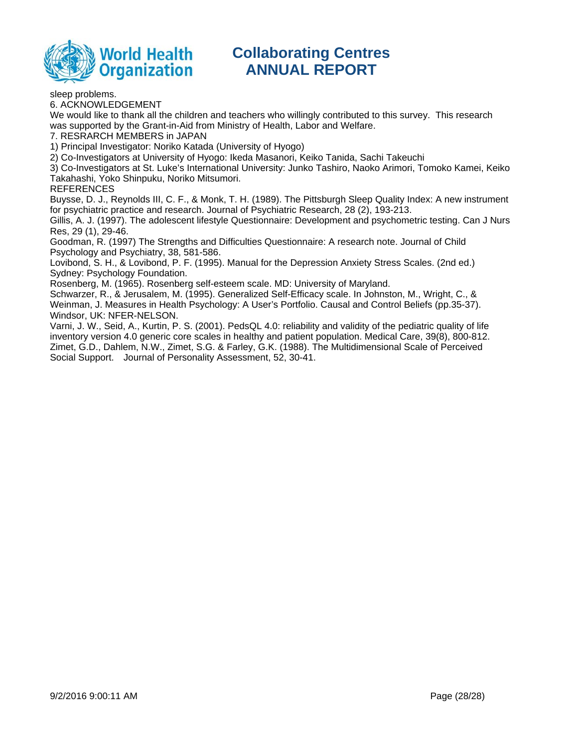sleep problems.

6. ACKNOWLEDGEMENT

We would like to thank all the children and teachers who willingly contributed to this survey. This research was supported by the Grant-in-Aid from Ministry of Health, Labor and Welfare.

7. RESRARCH MEMBERS in JAPAN

1) Principal Investigator: Noriko Katada (University of Hyogo)

2) Co-Investigators at University of Hyogo: Ikeda Masanori, Keiko Tanida, Sachi Takeuchi

3) Co-Investigators at St. Luke's International University: Junko Tashiro, Naoko Arimori, Tomoko Kamei, Keiko Takahashi, Yoko Shinpuku, Noriko Mitsumori.

REFERENCES

Buysse, D. J., Reynolds III, C. F., & Monk, T. H. (1989). The Pittsburgh Sleep Quality Index: A new instrument for psychiatric practice and research. Journal of Psychiatric Research, 28 (2), 193-213.

Gillis, A. J. (1997). The adolescent lifestyle Questionnaire: Development and psychometric testing. Can J Nurs Res, 29 (1), 29-46.

Goodman, R. (1997) The Strengths and Difficulties Questionnaire: A research note. Journal of Child Psychology and Psychiatry, 38, 581-586.

Lovibond, S. H., & Lovibond, P. F. (1995). Manual for the Depression Anxiety Stress Scales. (2nd ed.) Sydney: Psychology Foundation.

Rosenberg, M. (1965). Rosenberg self-esteem scale. MD: University of Maryland.

Schwarzer, R., & Jerusalem, M. (1995). Generalized Self-Efficacy scale. In Johnston, M., Wright, C., & Weinman, J. Measures in Health Psychology: A User's Portfolio. Causal and Control Beliefs (pp.35-37). Windsor, UK: NFER-NELSON.

Varni, J. W., Seid, A., Kurtin, P. S. (2001). PedsQL 4.0: reliability and validity of the pediatric quality of life inventory version 4.0 generic core scales in healthy and patient population. Medical Care, 39(8), 800-812.

Zimet, G.D., Dahlem, N.W., Zimet, S.G. & Farley, G.K. (1988). The Multidimensional Scale of Perceived Social Support. Journal of Personality Assessment, 52, 30-41.